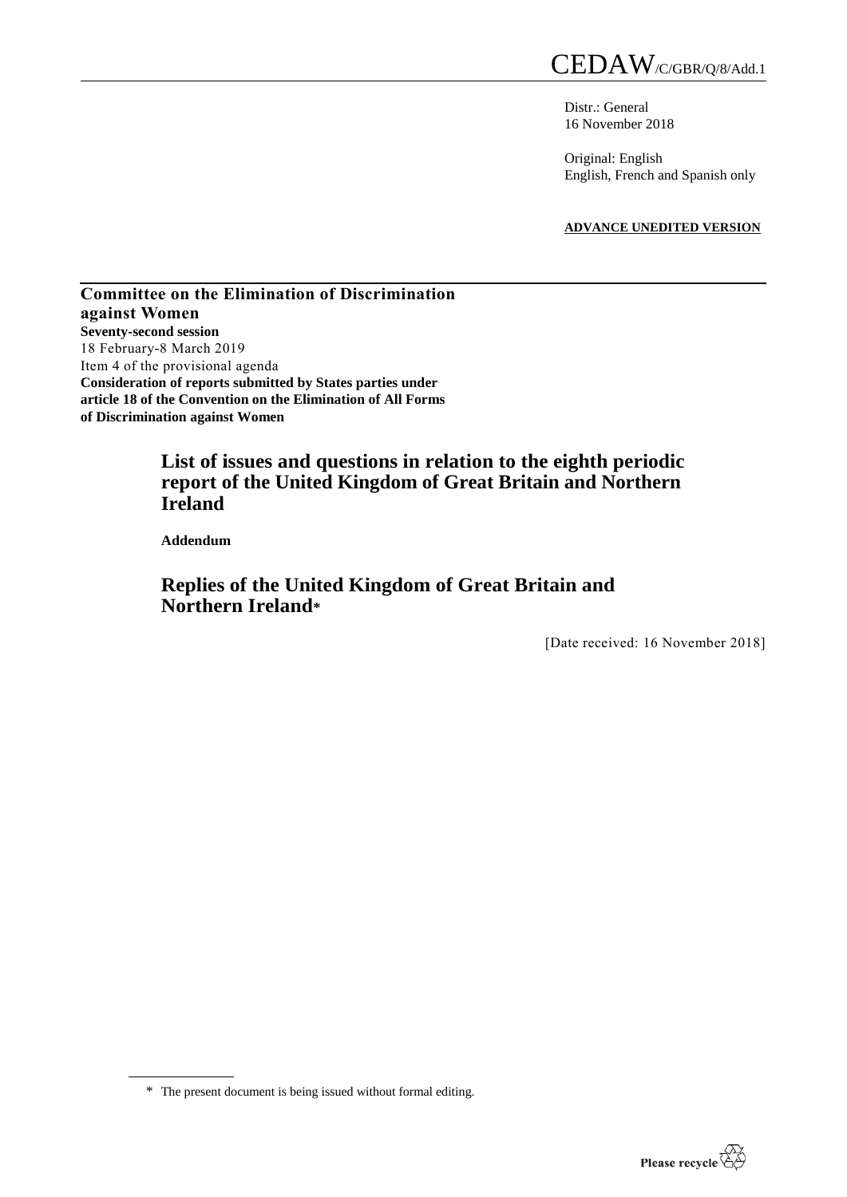CEDAW/C/GBR/Q/8/Add.1

Distr.: General
16 November 2018

Original: English
English, French and Spanish only

**ADVANCE UNEDITED VERSION**

**Committee on the Elimination of Discrimination against Women**
**Seventy-second session**
18 February-8 March 2019
Item 4 of the provisional agenda
**Consideration of reports submitted by States parties under article 18 of the Convention on the Elimination of All Forms of Discrimination against Women**

# List of issues and questions in relation to the eighth periodic report of the United Kingdom of Great Britain and Northern Ireland

**Addendum**

## Replies of the United Kingdom of Great Britain and Northern Ireland*

[Date received: 16 November 2018]

\* The present document is being issued without formal editing.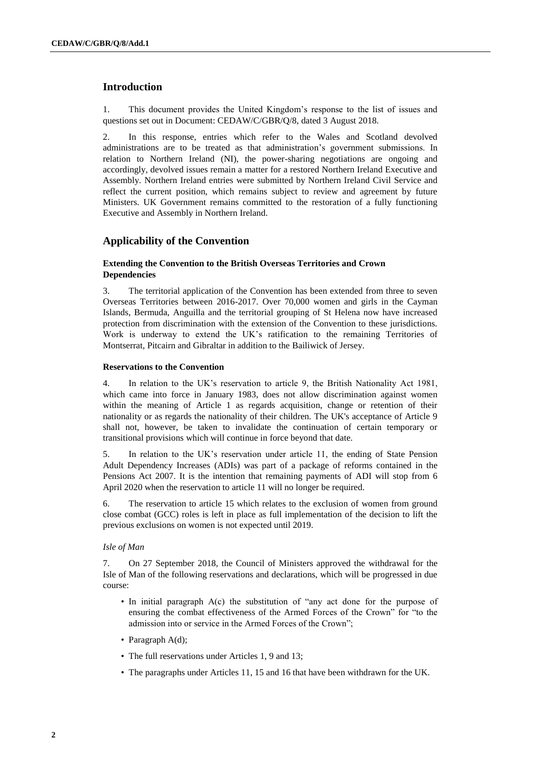## Introduction

1. This document provides the United Kingdom's response to the list of issues and questions set out in Document: CEDAW/C/GBR/Q/8, dated 3 August 2018.

2. In this response, entries which refer to the Wales and Scotland devolved administrations are to be treated as that administration's government submissions. In relation to Northern Ireland (NI), the power-sharing negotiations are ongoing and accordingly, devolved issues remain a matter for a restored Northern Ireland Executive and Assembly. Northern Ireland entries were submitted by Northern Ireland Civil Service and reflect the current position, which remains subject to review and agreement by future Ministers. UK Government remains committed to the restoration of a fully functioning Executive and Assembly in Northern Ireland.

## Applicability of the Convention

### Extending the Convention to the British Overseas Territories and Crown Dependencies

3. The territorial application of the Convention has been extended from three to seven Overseas Territories between 2016-2017. Over 70,000 women and girls in the Cayman Islands, Bermuda, Anguilla and the territorial grouping of St Helena now have increased protection from discrimination with the extension of the Convention to these jurisdictions. Work is underway to extend the UK's ratification to the remaining Territories of Montserrat, Pitcairn and Gibraltar in addition to the Bailiwick of Jersey.

### Reservations to the Convention

4. In relation to the UK's reservation to article 9, the British Nationality Act 1981, which came into force in January 1983, does not allow discrimination against women within the meaning of Article 1 as regards acquisition, change or retention of their nationality or as regards the nationality of their children. The UK's acceptance of Article 9 shall not, however, be taken to invalidate the continuation of certain temporary or transitional provisions which will continue in force beyond that date.

5. In relation to the UK's reservation under article 11, the ending of State Pension Adult Dependency Increases (ADIs) was part of a package of reforms contained in the Pensions Act 2007. It is the intention that remaining payments of ADI will stop from 6 April 2020 when the reservation to article 11 will no longer be required.

6. The reservation to article 15 which relates to the exclusion of women from ground close combat (GCC) roles is left in place as full implementation of the decision to lift the previous exclusions on women is not expected until 2019.

*Isle of Man*

7. On 27 September 2018, the Council of Ministers approved the withdrawal for the Isle of Man of the following reservations and declarations, which will be progressed in due course:

- In initial paragraph A(c) the substitution of "any act done for the purpose of ensuring the combat effectiveness of the Armed Forces of the Crown" for "to the admission into or service in the Armed Forces of the Crown";
- Paragraph A(d);
- The full reservations under Articles 1, 9 and 13;
- The paragraphs under Articles 11, 15 and 16 that have been withdrawn for the UK.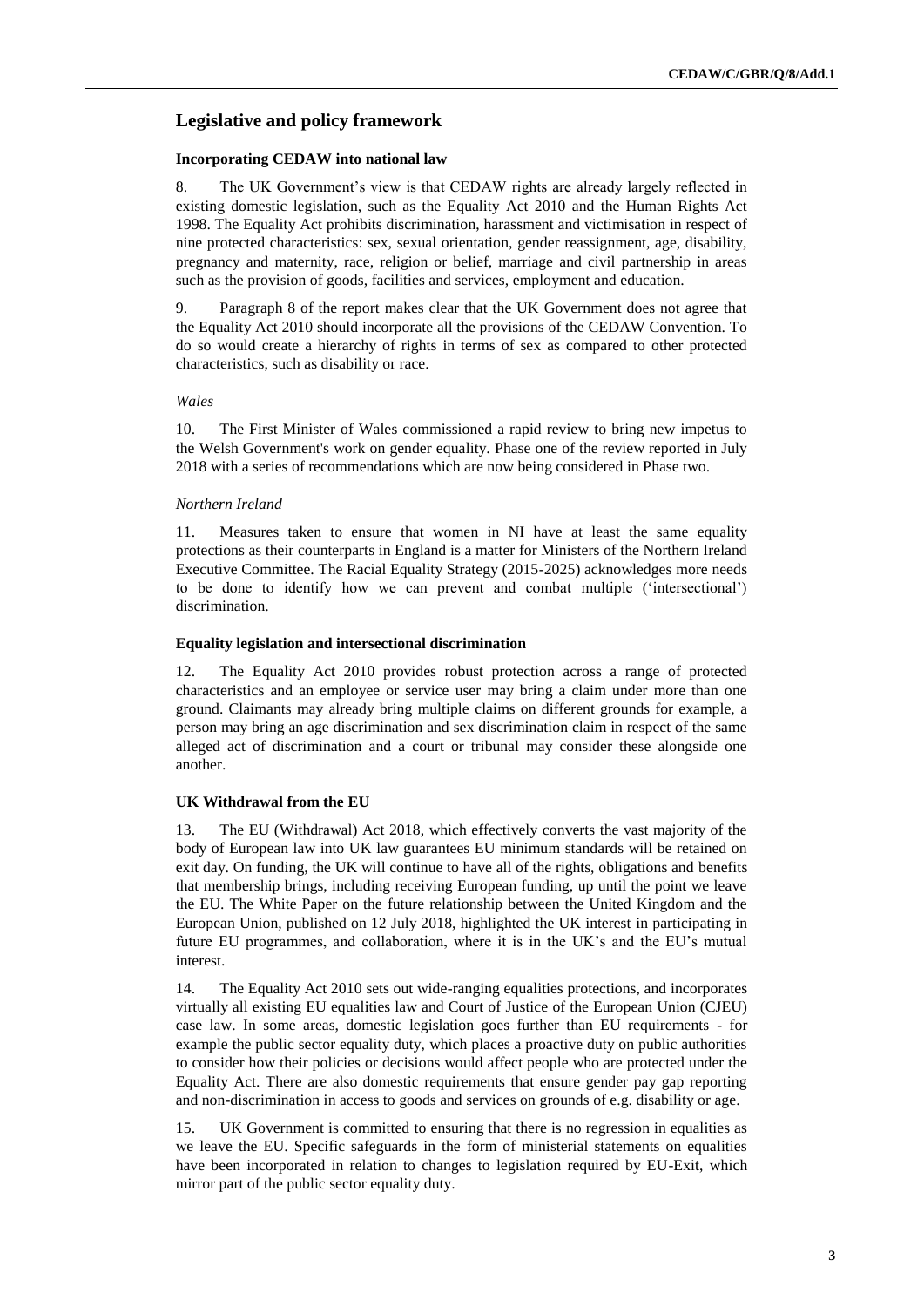## Legislative and policy framework

### Incorporating CEDAW into national law

8. The UK Government's view is that CEDAW rights are already largely reflected in existing domestic legislation, such as the Equality Act 2010 and the Human Rights Act 1998. The Equality Act prohibits discrimination, harassment and victimisation in respect of nine protected characteristics: sex, sexual orientation, gender reassignment, age, disability, pregnancy and maternity, race, religion or belief, marriage and civil partnership in areas such as the provision of goods, facilities and services, employment and education.

9. Paragraph 8 of the report makes clear that the UK Government does not agree that the Equality Act 2010 should incorporate all the provisions of the CEDAW Convention. To do so would create a hierarchy of rights in terms of sex as compared to other protected characteristics, such as disability or race.

*Wales*

10. The First Minister of Wales commissioned a rapid review to bring new impetus to the Welsh Government's work on gender equality. Phase one of the review reported in July 2018 with a series of recommendations which are now being considered in Phase two.

*Northern Ireland*

11. Measures taken to ensure that women in NI have at least the same equality protections as their counterparts in England is a matter for Ministers of the Northern Ireland Executive Committee. The Racial Equality Strategy (2015-2025) acknowledges more needs to be done to identify how we can prevent and combat multiple ('intersectional') discrimination.

### Equality legislation and intersectional discrimination

12. The Equality Act 2010 provides robust protection across a range of protected characteristics and an employee or service user may bring a claim under more than one ground. Claimants may already bring multiple claims on different grounds for example, a person may bring an age discrimination and sex discrimination claim in respect of the same alleged act of discrimination and a court or tribunal may consider these alongside one another.

### UK Withdrawal from the EU

13. The EU (Withdrawal) Act 2018, which effectively converts the vast majority of the body of European law into UK law guarantees EU minimum standards will be retained on exit day. On funding, the UK will continue to have all of the rights, obligations and benefits that membership brings, including receiving European funding, up until the point we leave the EU. The White Paper on the future relationship between the United Kingdom and the European Union, published on 12 July 2018, highlighted the UK interest in participating in future EU programmes, and collaboration, where it is in the UK's and the EU's mutual interest.

14. The Equality Act 2010 sets out wide-ranging equalities protections, and incorporates virtually all existing EU equalities law and Court of Justice of the European Union (CJEU) case law. In some areas, domestic legislation goes further than EU requirements - for example the public sector equality duty, which places a proactive duty on public authorities to consider how their policies or decisions would affect people who are protected under the Equality Act. There are also domestic requirements that ensure gender pay gap reporting and non-discrimination in access to goods and services on grounds of e.g. disability or age.

15. UK Government is committed to ensuring that there is no regression in equalities as we leave the EU. Specific safeguards in the form of ministerial statements on equalities have been incorporated in relation to changes to legislation required by EU-Exit, which mirror part of the public sector equality duty.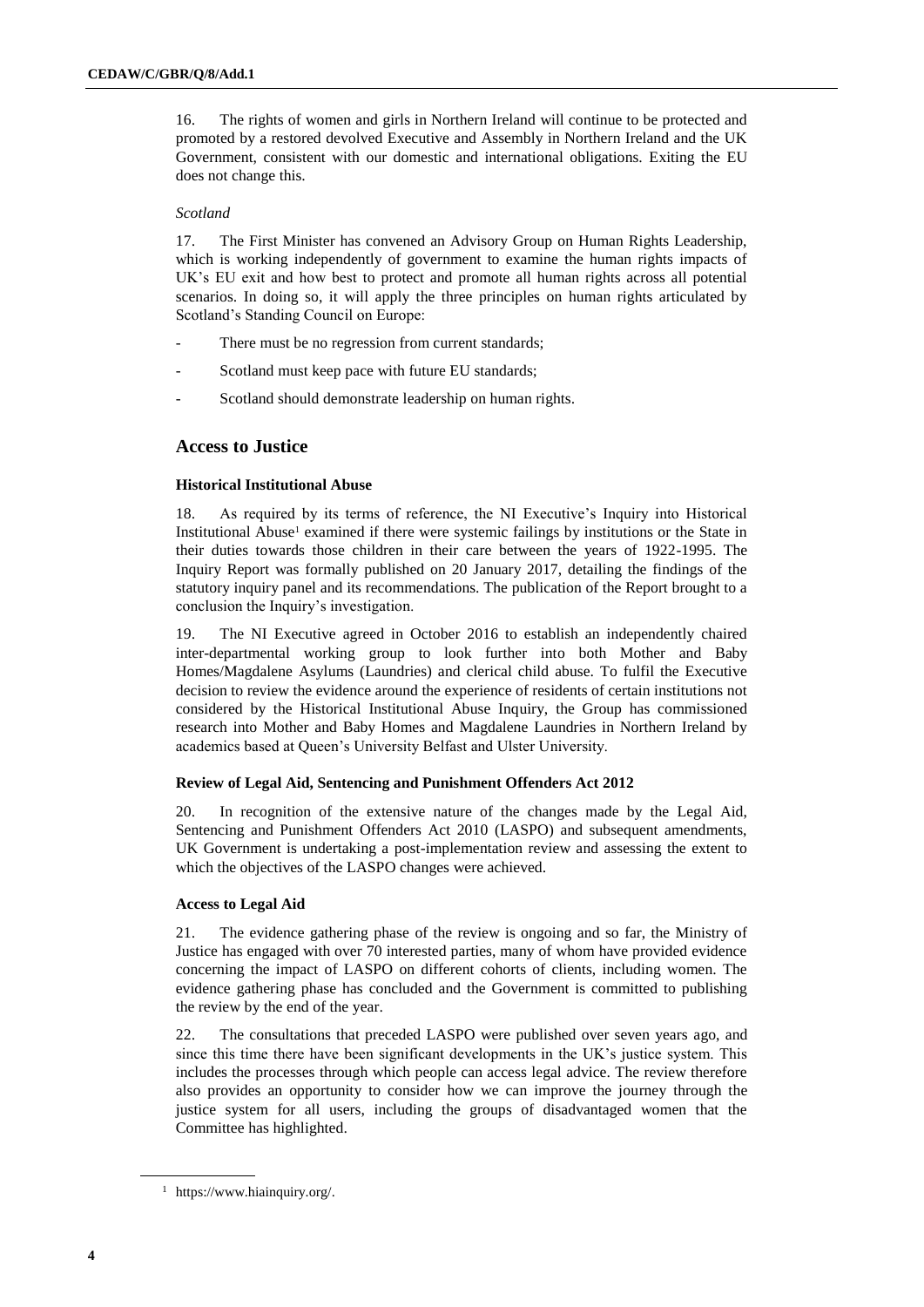16. The rights of women and girls in Northern Ireland will continue to be protected and promoted by a restored devolved Executive and Assembly in Northern Ireland and the UK Government, consistent with our domestic and international obligations. Exiting the EU does not change this.

*Scotland*

17. The First Minister has convened an Advisory Group on Human Rights Leadership, which is working independently of government to examine the human rights impacts of UK's EU exit and how best to protect and promote all human rights across all potential scenarios. In doing so, it will apply the three principles on human rights articulated by Scotland's Standing Council on Europe:

- There must be no regression from current standards;
- Scotland must keep pace with future EU standards;
- Scotland should demonstrate leadership on human rights.

## Access to Justice

### Historical Institutional Abuse

18. As required by its terms of reference, the NI Executive's Inquiry into Historical Institutional Abuse[1] examined if there were systemic failings by institutions or the State in their duties towards those children in their care between the years of 1922-1995. The Inquiry Report was formally published on 20 January 2017, detailing the findings of the statutory inquiry panel and its recommendations. The publication of the Report brought to a conclusion the Inquiry's investigation.

19. The NI Executive agreed in October 2016 to establish an independently chaired inter-departmental working group to look further into both Mother and Baby Homes/Magdalene Asylums (Laundries) and clerical child abuse. To fulfil the Executive decision to review the evidence around the experience of residents of certain institutions not considered by the Historical Institutional Abuse Inquiry, the Group has commissioned research into Mother and Baby Homes and Magdalene Laundries in Northern Ireland by academics based at Queen's University Belfast and Ulster University.

### Review of Legal Aid, Sentencing and Punishment Offenders Act 2012

20. In recognition of the extensive nature of the changes made by the Legal Aid, Sentencing and Punishment Offenders Act 2010 (LASPO) and subsequent amendments, UK Government is undertaking a post-implementation review and assessing the extent to which the objectives of the LASPO changes were achieved.

### Access to Legal Aid

21. The evidence gathering phase of the review is ongoing and so far, the Ministry of Justice has engaged with over 70 interested parties, many of whom have provided evidence concerning the impact of LASPO on different cohorts of clients, including women. The evidence gathering phase has concluded and the Government is committed to publishing the review by the end of the year.

22. The consultations that preceded LASPO were published over seven years ago, and since this time there have been significant developments in the UK's justice system. This includes the processes through which people can access legal advice. The review therefore also provides an opportunity to consider how we can improve the journey through the justice system for all users, including the groups of disadvantaged women that the Committee has highlighted.

[1] https://www.hiainquiry.org/.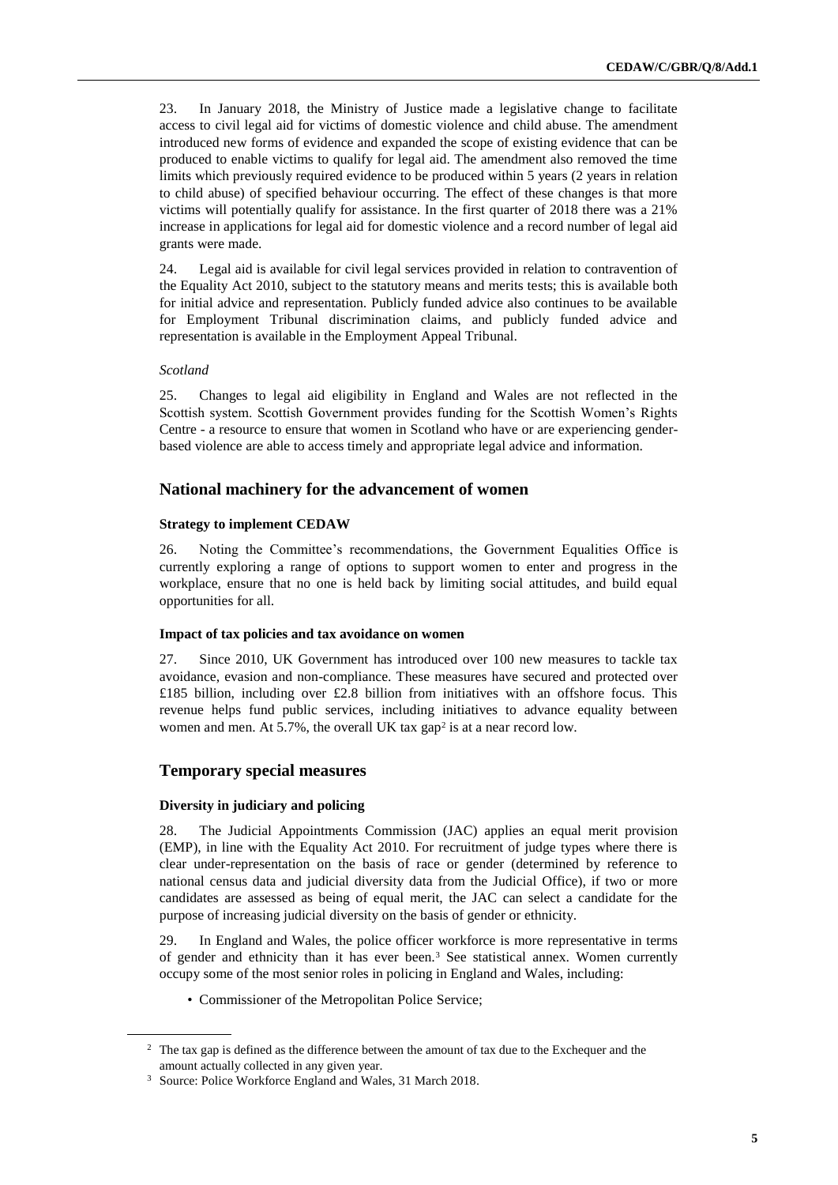23. In January 2018, the Ministry of Justice made a legislative change to facilitate access to civil legal aid for victims of domestic violence and child abuse. The amendment introduced new forms of evidence and expanded the scope of existing evidence that can be produced to enable victims to qualify for legal aid. The amendment also removed the time limits which previously required evidence to be produced within 5 years (2 years in relation to child abuse) of specified behaviour occurring. The effect of these changes is that more victims will potentially qualify for assistance. In the first quarter of 2018 there was a 21% increase in applications for legal aid for domestic violence and a record number of legal aid grants were made.

24. Legal aid is available for civil legal services provided in relation to contravention of the Equality Act 2010, subject to the statutory means and merits tests; this is available both for initial advice and representation. Publicly funded advice also continues to be available for Employment Tribunal discrimination claims, and publicly funded advice and representation is available in the Employment Appeal Tribunal.

*Scotland*

25. Changes to legal aid eligibility in England and Wales are not reflected in the Scottish system. Scottish Government provides funding for the Scottish Women's Rights Centre - a resource to ensure that women in Scotland who have or are experiencing gender-based violence are able to access timely and appropriate legal advice and information.

## National machinery for the advancement of women

### Strategy to implement CEDAW

26. Noting the Committee's recommendations, the Government Equalities Office is currently exploring a range of options to support women to enter and progress in the workplace, ensure that no one is held back by limiting social attitudes, and build equal opportunities for all.

### Impact of tax policies and tax avoidance on women

27. Since 2010, UK Government has introduced over 100 new measures to tackle tax avoidance, evasion and non-compliance. These measures have secured and protected over £185 billion, including over £2.8 billion from initiatives with an offshore focus. This revenue helps fund public services, including initiatives to advance equality between women and men. At 5.7%, the overall UK tax gap[2] is at a near record low.

## Temporary special measures

### Diversity in judiciary and policing

28. The Judicial Appointments Commission (JAC) applies an equal merit provision (EMP), in line with the Equality Act 2010. For recruitment of judge types where there is clear under-representation on the basis of race or gender (determined by reference to national census data and judicial diversity data from the Judicial Office), if two or more candidates are assessed as being of equal merit, the JAC can select a candidate for the purpose of increasing judicial diversity on the basis of gender or ethnicity.

29. In England and Wales, the police officer workforce is more representative in terms of gender and ethnicity than it has ever been.[3] See statistical annex. Women currently occupy some of the most senior roles in policing in England and Wales, including:

- Commissioner of the Metropolitan Police Service;

---

[2] The tax gap is defined as the difference between the amount of tax due to the Exchequer and the amount actually collected in any given year.

[3] Source: Police Workforce England and Wales, 31 March 2018.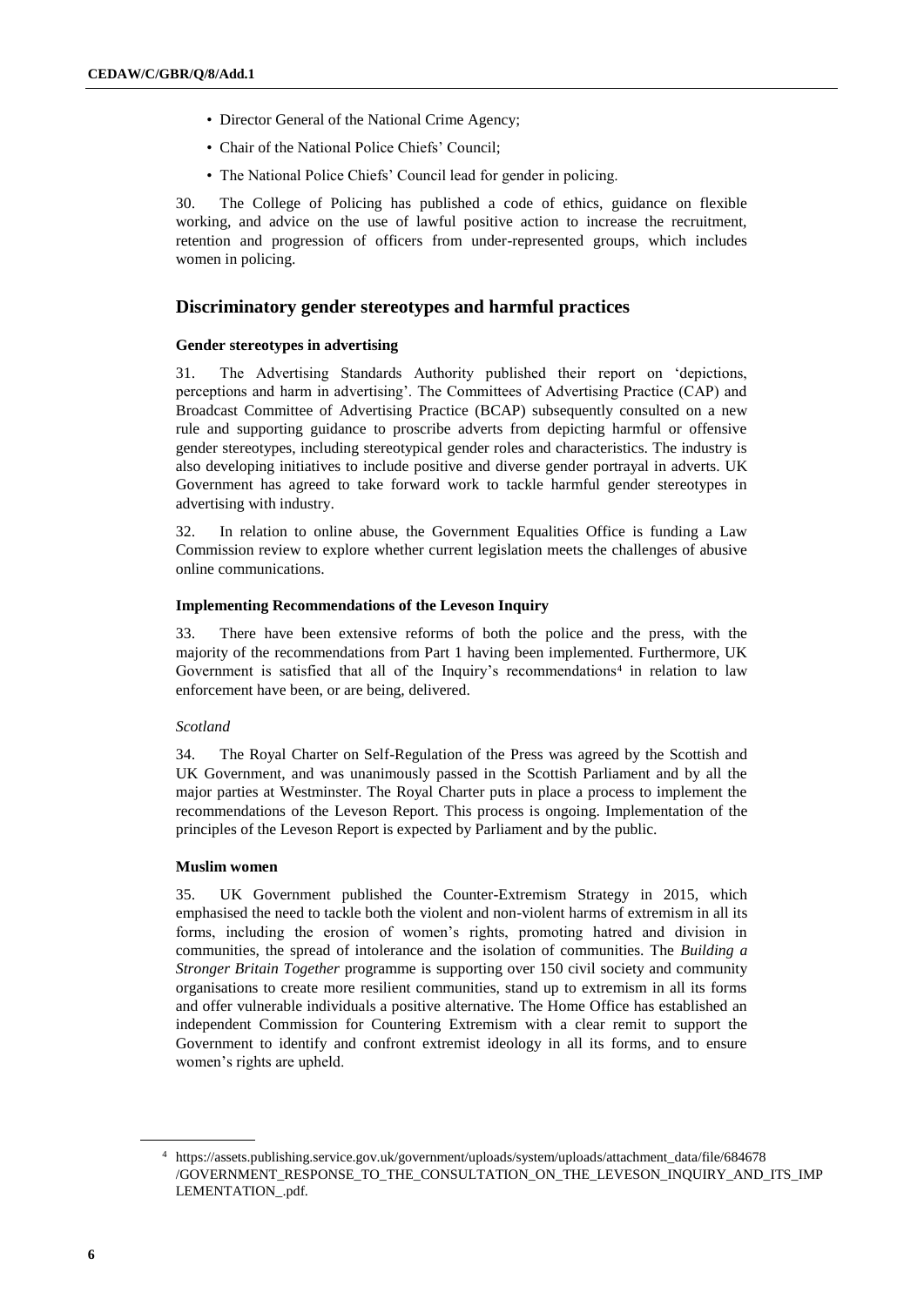- Director General of the National Crime Agency;
- Chair of the National Police Chiefs' Council;
- The National Police Chiefs' Council lead for gender in policing.

30. The College of Policing has published a code of ethics, guidance on flexible working, and advice on the use of lawful positive action to increase the recruitment, retention and progression of officers from under-represented groups, which includes women in policing.

## Discriminatory gender stereotypes and harmful practices

### Gender stereotypes in advertising

31. The Advertising Standards Authority published their report on 'depictions, perceptions and harm in advertising'. The Committees of Advertising Practice (CAP) and Broadcast Committee of Advertising Practice (BCAP) subsequently consulted on a new rule and supporting guidance to proscribe adverts from depicting harmful or offensive gender stereotypes, including stereotypical gender roles and characteristics. The industry is also developing initiatives to include positive and diverse gender portrayal in adverts. UK Government has agreed to take forward work to tackle harmful gender stereotypes in advertising with industry.

32. In relation to online abuse, the Government Equalities Office is funding a Law Commission review to explore whether current legislation meets the challenges of abusive online communications.

### Implementing Recommendations of the Leveson Inquiry

33. There have been extensive reforms of both the police and the press, with the majority of the recommendations from Part 1 having been implemented. Furthermore, UK Government is satisfied that all of the Inquiry's recommendations[4] in relation to law enforcement have been, or are being, delivered.

*Scotland*

34. The Royal Charter on Self-Regulation of the Press was agreed by the Scottish and UK Government, and was unanimously passed in the Scottish Parliament and by all the major parties at Westminster. The Royal Charter puts in place a process to implement the recommendations of the Leveson Report. This process is ongoing. Implementation of the principles of the Leveson Report is expected by Parliament and by the public.

### Muslim women

35. UK Government published the Counter-Extremism Strategy in 2015, which emphasised the need to tackle both the violent and non-violent harms of extremism in all its forms, including the erosion of women's rights, promoting hatred and division in communities, the spread of intolerance and the isolation of communities. The *Building a Stronger Britain Together* programme is supporting over 150 civil society and community organisations to create more resilient communities, stand up to extremism in all its forms and offer vulnerable individuals a positive alternative. The Home Office has established an independent Commission for Countering Extremism with a clear remit to support the Government to identify and confront extremist ideology in all its forms, and to ensure women's rights are upheld.

---

[4] https://assets.publishing.service.gov.uk/government/uploads/system/uploads/attachment_data/file/684678/GOVERNMENT_RESPONSE_TO_THE_CONSULTATION_ON_THE_LEVESON_INQUIRY_AND_ITS_IMPLEMENTATION_.pdf.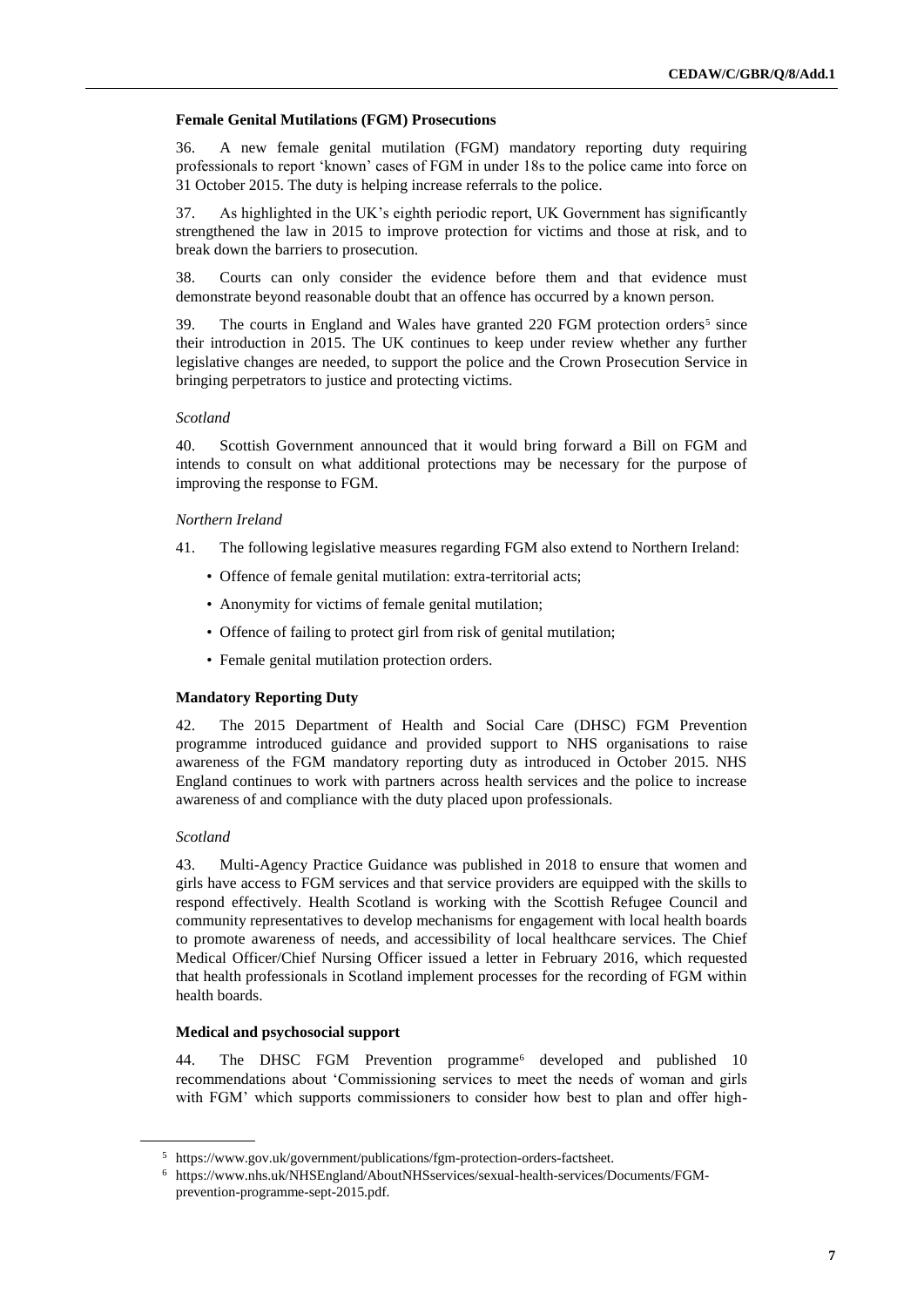### Female Genital Mutilations (FGM) Prosecutions

36. A new female genital mutilation (FGM) mandatory reporting duty requiring professionals to report 'known' cases of FGM in under 18s to the police came into force on 31 October 2015. The duty is helping increase referrals to the police.

37. As highlighted in the UK's eighth periodic report, UK Government has significantly strengthened the law in 2015 to improve protection for victims and those at risk, and to break down the barriers to prosecution.

38. Courts can only consider the evidence before them and that evidence must demonstrate beyond reasonable doubt that an offence has occurred by a known person.

39. The courts in England and Wales have granted 220 FGM protection orders[5] since their introduction in 2015. The UK continues to keep under review whether any further legislative changes are needed, to support the police and the Crown Prosecution Service in bringing perpetrators to justice and protecting victims.

*Scotland*

40. Scottish Government announced that it would bring forward a Bill on FGM and intends to consult on what additional protections may be necessary for the purpose of improving the response to FGM.

*Northern Ireland*

41. The following legislative measures regarding FGM also extend to Northern Ireland:

- Offence of female genital mutilation: extra-territorial acts;
- Anonymity for victims of female genital mutilation;
- Offence of failing to protect girl from risk of genital mutilation;
- Female genital mutilation protection orders.

### Mandatory Reporting Duty

42. The 2015 Department of Health and Social Care (DHSC) FGM Prevention programme introduced guidance and provided support to NHS organisations to raise awareness of the FGM mandatory reporting duty as introduced in October 2015. NHS England continues to work with partners across health services and the police to increase awareness of and compliance with the duty placed upon professionals.

*Scotland*

43. Multi-Agency Practice Guidance was published in 2018 to ensure that women and girls have access to FGM services and that service providers are equipped with the skills to respond effectively. Health Scotland is working with the Scottish Refugee Council and community representatives to develop mechanisms for engagement with local health boards to promote awareness of needs, and accessibility of local healthcare services. The Chief Medical Officer/Chief Nursing Officer issued a letter in February 2016, which requested that health professionals in Scotland implement processes for the recording of FGM within health boards.

### Medical and psychosocial support

44. The DHSC FGM Prevention programme[6] developed and published 10 recommendations about 'Commissioning services to meet the needs of woman and girls with FGM' which supports commissioners to consider how best to plan and offer high-

---

[5] https://www.gov.uk/government/publications/fgm-protection-orders-factsheet.

[6] https://www.nhs.uk/NHSEngland/AboutNHSservices/sexual-health-services/Documents/FGM-prevention-programme-sept-2015.pdf.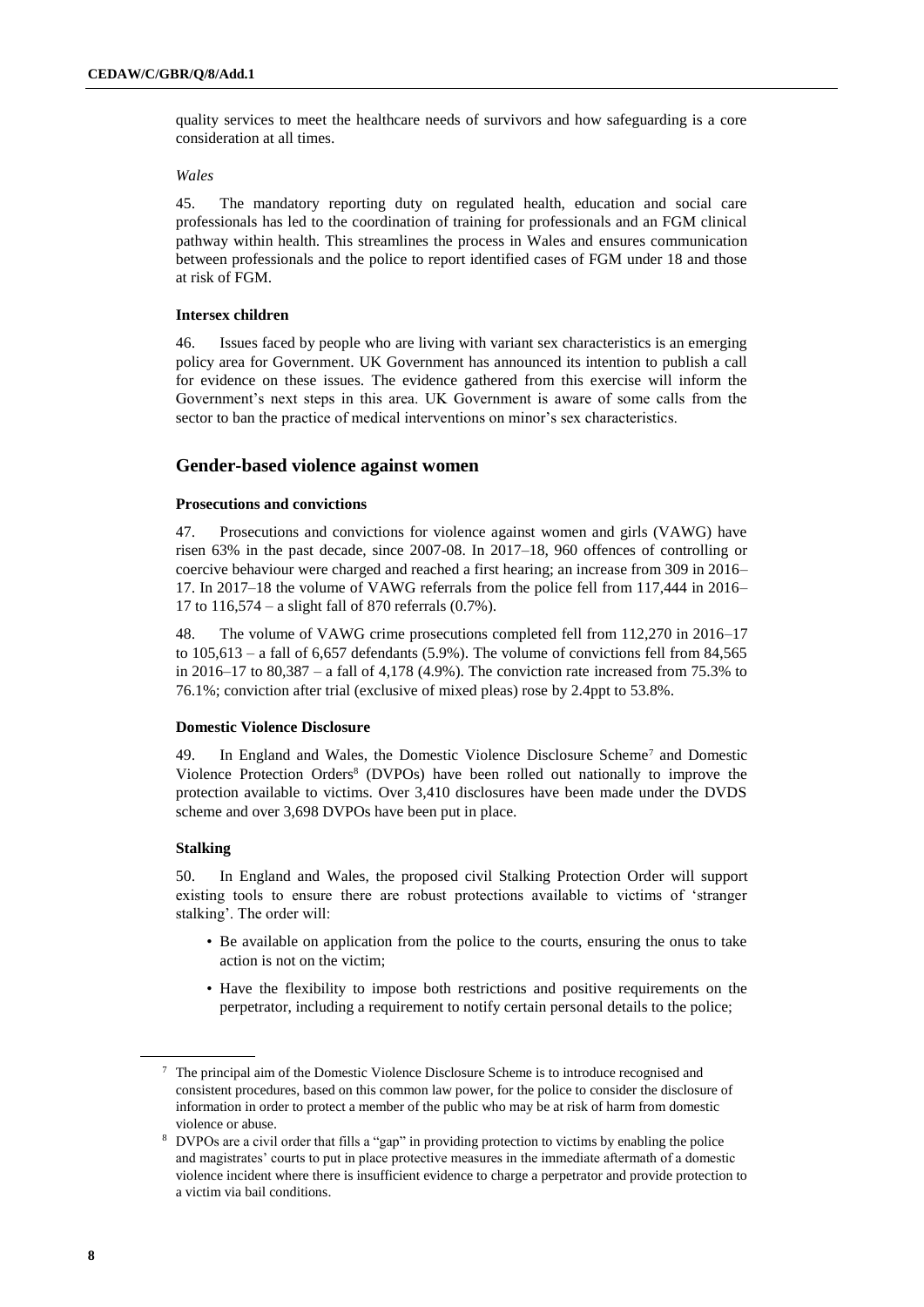quality services to meet the healthcare needs of survivors and how safeguarding is a core consideration at all times.

*Wales*

45. The mandatory reporting duty on regulated health, education and social care professionals has led to the coordination of training for professionals and an FGM clinical pathway within health. This streamlines the process in Wales and ensures communication between professionals and the police to report identified cases of FGM under 18 and those at risk of FGM.

### Intersex children

46. Issues faced by people who are living with variant sex characteristics is an emerging policy area for Government. UK Government has announced its intention to publish a call for evidence on these issues. The evidence gathered from this exercise will inform the Government's next steps in this area. UK Government is aware of some calls from the sector to ban the practice of medical interventions on minor's sex characteristics.

## Gender-based violence against women

### Prosecutions and convictions

47. Prosecutions and convictions for violence against women and girls (VAWG) have risen 63% in the past decade, since 2007-08. In 2017–18, 960 offences of controlling or coercive behaviour were charged and reached a first hearing; an increase from 309 in 2016–17. In 2017–18 the volume of VAWG referrals from the police fell from 117,444 in 2016–17 to 116,574 – a slight fall of 870 referrals (0.7%).

48. The volume of VAWG crime prosecutions completed fell from 112,270 in 2016–17 to 105,613 – a fall of 6,657 defendants (5.9%). The volume of convictions fell from 84,565 in 2016–17 to 80,387 – a fall of 4,178 (4.9%). The conviction rate increased from 75.3% to 76.1%; conviction after trial (exclusive of mixed pleas) rose by 2.4ppt to 53.8%.

### Domestic Violence Disclosure

49. In England and Wales, the Domestic Violence Disclosure Scheme[7] and Domestic Violence Protection Orders[8] (DVPOs) have been rolled out nationally to improve the protection available to victims. Over 3,410 disclosures have been made under the DVDS scheme and over 3,698 DVPOs have been put in place.

### Stalking

50. In England and Wales, the proposed civil Stalking Protection Order will support existing tools to ensure there are robust protections available to victims of 'stranger stalking'. The order will:

- Be available on application from the police to the courts, ensuring the onus to take action is not on the victim;
- Have the flexibility to impose both restrictions and positive requirements on the perpetrator, including a requirement to notify certain personal details to the police;

[7] The principal aim of the Domestic Violence Disclosure Scheme is to introduce recognised and consistent procedures, based on this common law power, for the police to consider the disclosure of information in order to protect a member of the public who may be at risk of harm from domestic violence or abuse.

[8] DVPOs are a civil order that fills a "gap" in providing protection to victims by enabling the police and magistrates' courts to put in place protective measures in the immediate aftermath of a domestic violence incident where there is insufficient evidence to charge a perpetrator and provide protection to a victim via bail conditions.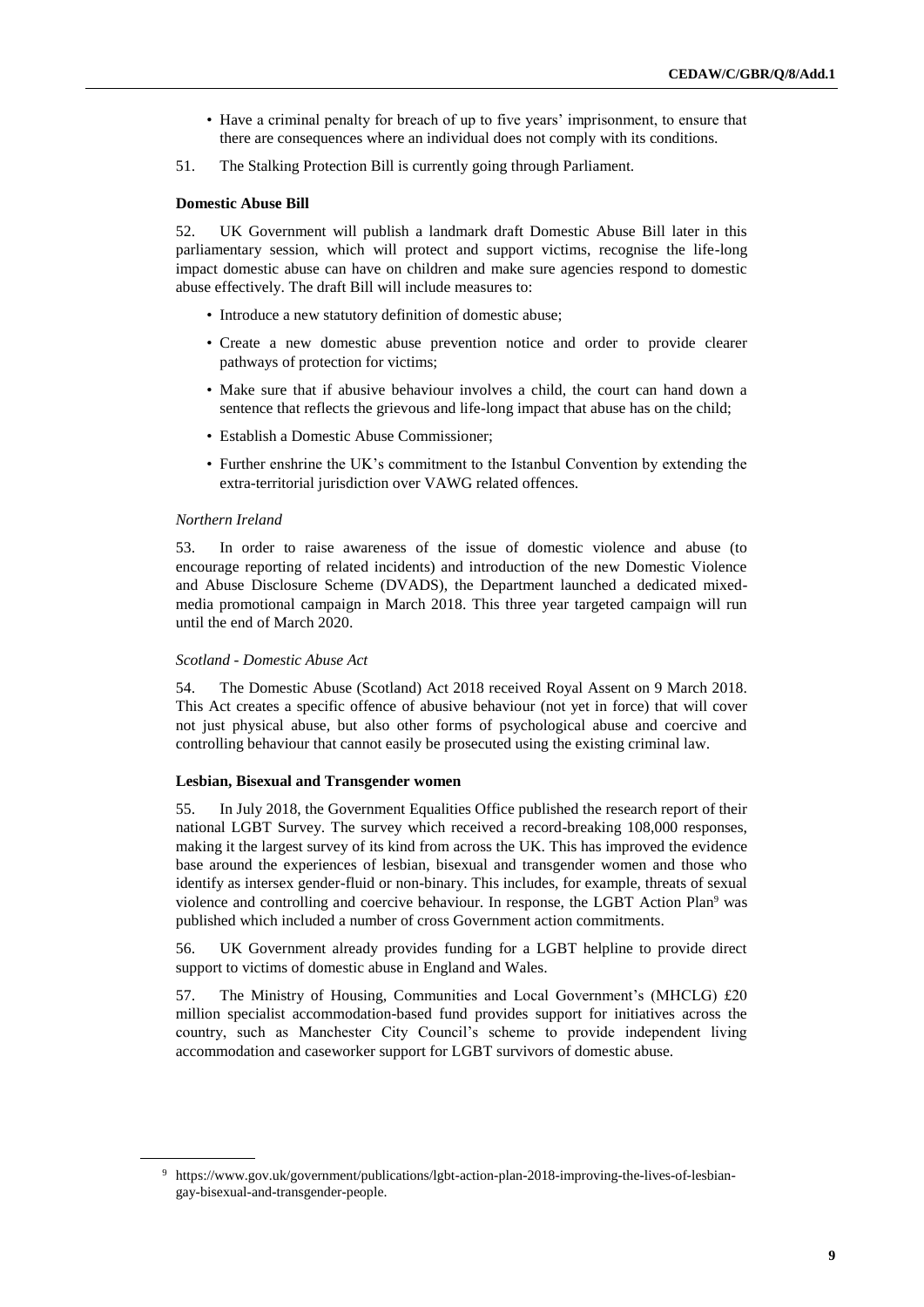- Have a criminal penalty for breach of up to five years' imprisonment, to ensure that there are consequences where an individual does not comply with its conditions.

51. The Stalking Protection Bill is currently going through Parliament.

**Domestic Abuse Bill**

52. UK Government will publish a landmark draft Domestic Abuse Bill later in this parliamentary session, which will protect and support victims, recognise the life-long impact domestic abuse can have on children and make sure agencies respond to domestic abuse effectively. The draft Bill will include measures to:

- Introduce a new statutory definition of domestic abuse;
- Create a new domestic abuse prevention notice and order to provide clearer pathways of protection for victims;
- Make sure that if abusive behaviour involves a child, the court can hand down a sentence that reflects the grievous and life-long impact that abuse has on the child;
- Establish a Domestic Abuse Commissioner;
- Further enshrine the UK's commitment to the Istanbul Convention by extending the extra-territorial jurisdiction over VAWG related offences.

*Northern Ireland*

53. In order to raise awareness of the issue of domestic violence and abuse (to encourage reporting of related incidents) and introduction of the new Domestic Violence and Abuse Disclosure Scheme (DVADS), the Department launched a dedicated mixed-media promotional campaign in March 2018. This three year targeted campaign will run until the end of March 2020.

*Scotland - Domestic Abuse Act*

54. The Domestic Abuse (Scotland) Act 2018 received Royal Assent on 9 March 2018. This Act creates a specific offence of abusive behaviour (not yet in force) that will cover not just physical abuse, but also other forms of psychological abuse and coercive and controlling behaviour that cannot easily be prosecuted using the existing criminal law.

**Lesbian, Bisexual and Transgender women**

55. In July 2018, the Government Equalities Office published the research report of their national LGBT Survey. The survey which received a record-breaking 108,000 responses, making it the largest survey of its kind from across the UK. This has improved the evidence base around the experiences of lesbian, bisexual and transgender women and those who identify as intersex gender-fluid or non-binary. This includes, for example, threats of sexual violence and controlling and coercive behaviour. In response, the LGBT Action Plan[9] was published which included a number of cross Government action commitments.

56. UK Government already provides funding for a LGBT helpline to provide direct support to victims of domestic abuse in England and Wales.

57. The Ministry of Housing, Communities and Local Government's (MHCLG) £20 million specialist accommodation-based fund provides support for initiatives across the country, such as Manchester City Council's scheme to provide independent living accommodation and caseworker support for LGBT survivors of domestic abuse.

---

[9] https://www.gov.uk/government/publications/lgbt-action-plan-2018-improving-the-lives-of-lesbian-gay-bisexual-and-transgender-people.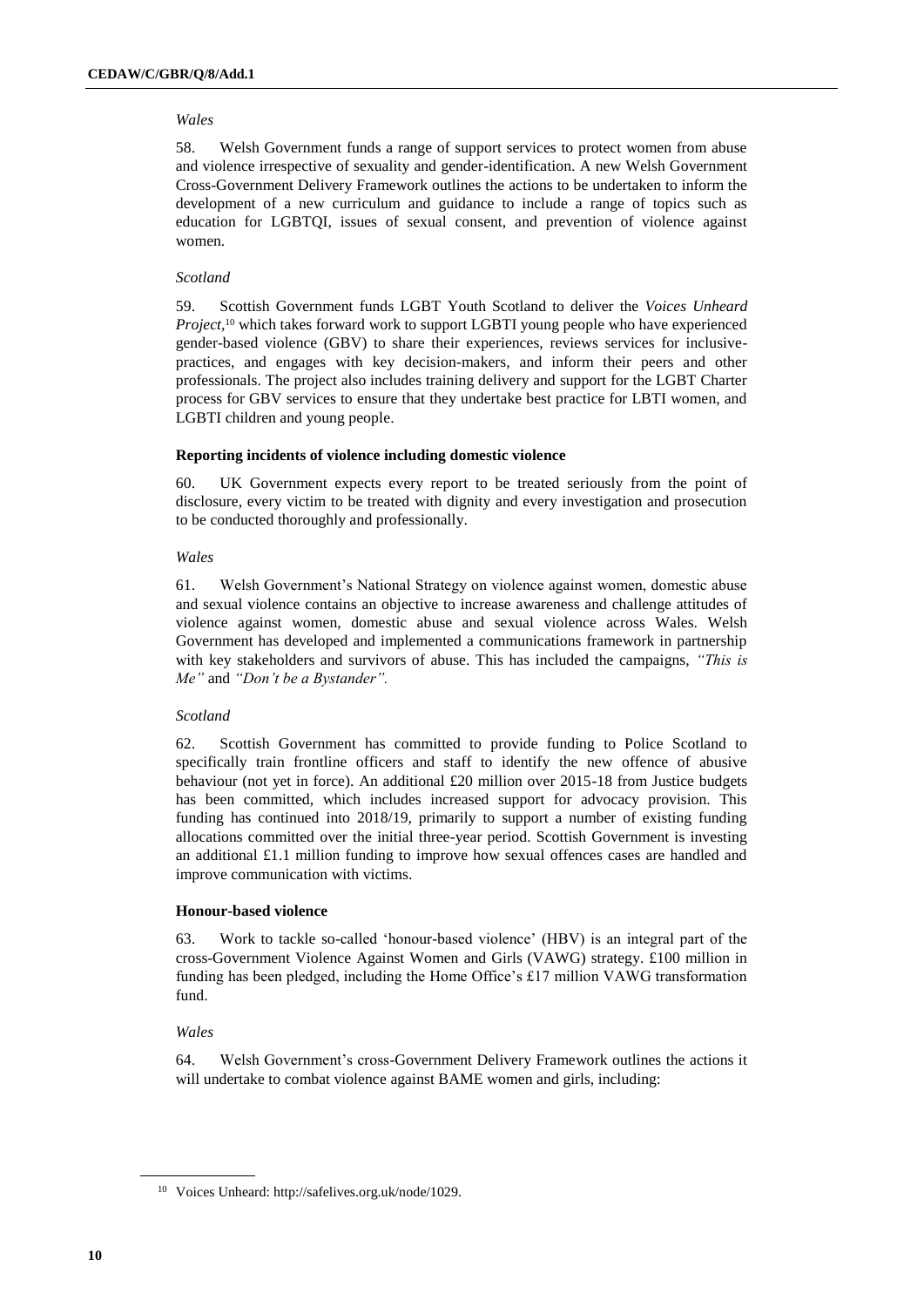*Wales*

58. Welsh Government funds a range of support services to protect women from abuse and violence irrespective of sexuality and gender-identification. A new Welsh Government Cross-Government Delivery Framework outlines the actions to be undertaken to inform the development of a new curriculum and guidance to include a range of topics such as education for LGBTQI, issues of sexual consent, and prevention of violence against women.

*Scotland*

59. Scottish Government funds LGBT Youth Scotland to deliver the *Voices Unheard Project*,[10] which takes forward work to support LGBTI young people who have experienced gender-based violence (GBV) to share their experiences, reviews services for inclusive-practices, and engages with key decision-makers, and inform their peers and other professionals. The project also includes training delivery and support for the LGBT Charter process for GBV services to ensure that they undertake best practice for LBTI women, and LGBTI children and young people.

**Reporting incidents of violence including domestic violence**

60. UK Government expects every report to be treated seriously from the point of disclosure, every victim to be treated with dignity and every investigation and prosecution to be conducted thoroughly and professionally.

*Wales*

61. Welsh Government's National Strategy on violence against women, domestic abuse and sexual violence contains an objective to increase awareness and challenge attitudes of violence against women, domestic abuse and sexual violence across Wales. Welsh Government has developed and implemented a communications framework in partnership with key stakeholders and survivors of abuse. This has included the campaigns, *"This is Me"* and *"Don't be a Bystander".*

*Scotland*

62. Scottish Government has committed to provide funding to Police Scotland to specifically train frontline officers and staff to identify the new offence of abusive behaviour (not yet in force). An additional £20 million over 2015-18 from Justice budgets has been committed, which includes increased support for advocacy provision. This funding has continued into 2018/19, primarily to support a number of existing funding allocations committed over the initial three-year period. Scottish Government is investing an additional £1.1 million funding to improve how sexual offences cases are handled and improve communication with victims.

**Honour-based violence**

63. Work to tackle so-called 'honour-based violence' (HBV) is an integral part of the cross-Government Violence Against Women and Girls (VAWG) strategy. £100 million in funding has been pledged, including the Home Office's £17 million VAWG transformation fund.

*Wales*

64. Welsh Government's cross-Government Delivery Framework outlines the actions it will undertake to combat violence against BAME women and girls, including:

---

[10] Voices Unheard: http://safelives.org.uk/node/1029.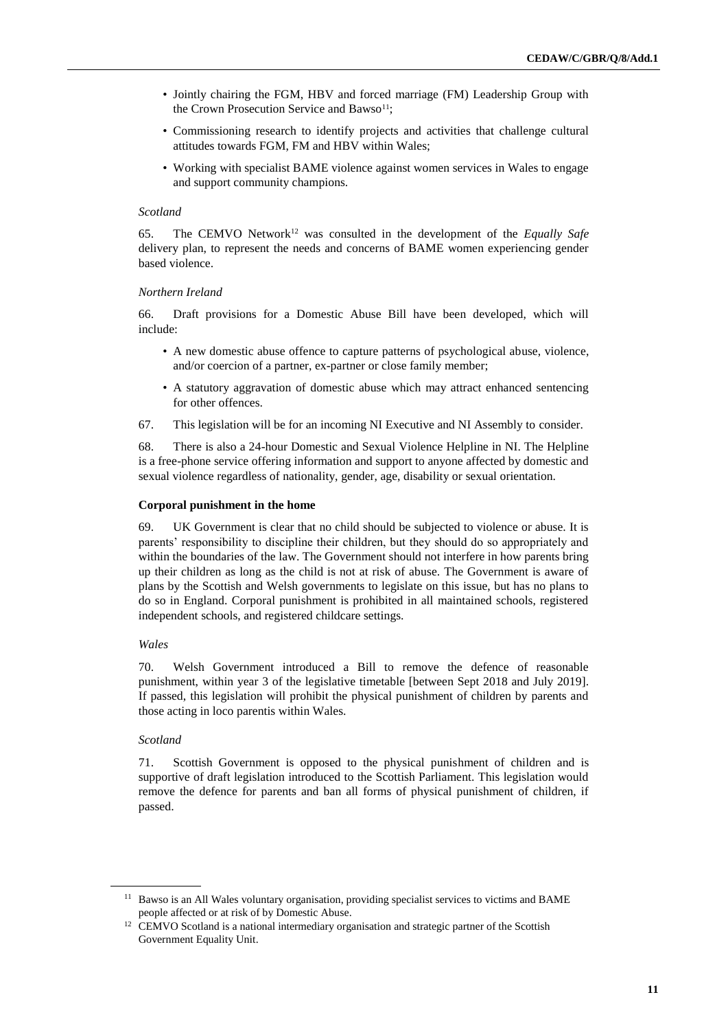- Jointly chairing the FGM, HBV and forced marriage (FM) Leadership Group with the Crown Prosecution Service and Bawso[11];
- Commissioning research to identify projects and activities that challenge cultural attitudes towards FGM, FM and HBV within Wales;
- Working with specialist BAME violence against women services in Wales to engage and support community champions.

*Scotland*

65. The CEMVO Network[12] was consulted in the development of the *Equally Safe* delivery plan, to represent the needs and concerns of BAME women experiencing gender based violence.

*Northern Ireland*

66. Draft provisions for a Domestic Abuse Bill have been developed, which will include:

- A new domestic abuse offence to capture patterns of psychological abuse, violence, and/or coercion of a partner, ex-partner or close family member;
- A statutory aggravation of domestic abuse which may attract enhanced sentencing for other offences.

67. This legislation will be for an incoming NI Executive and NI Assembly to consider.

68. There is also a 24-hour Domestic and Sexual Violence Helpline in NI. The Helpline is a free-phone service offering information and support to anyone affected by domestic and sexual violence regardless of nationality, gender, age, disability or sexual orientation.

**Corporal punishment in the home**

69. UK Government is clear that no child should be subjected to violence or abuse. It is parents' responsibility to discipline their children, but they should do so appropriately and within the boundaries of the law. The Government should not interfere in how parents bring up their children as long as the child is not at risk of abuse. The Government is aware of plans by the Scottish and Welsh governments to legislate on this issue, but has no plans to do so in England. Corporal punishment is prohibited in all maintained schools, registered independent schools, and registered childcare settings.

*Wales*

70. Welsh Government introduced a Bill to remove the defence of reasonable punishment, within year 3 of the legislative timetable [between Sept 2018 and July 2019]. If passed, this legislation will prohibit the physical punishment of children by parents and those acting in loco parentis within Wales.

*Scotland*

71. Scottish Government is opposed to the physical punishment of children and is supportive of draft legislation introduced to the Scottish Parliament. This legislation would remove the defence for parents and ban all forms of physical punishment of children, if passed.

[11] Bawso is an All Wales voluntary organisation, providing specialist services to victims and BAME people affected or at risk of by Domestic Abuse.

[12] CEMVO Scotland is a national intermediary organisation and strategic partner of the Scottish Government Equality Unit.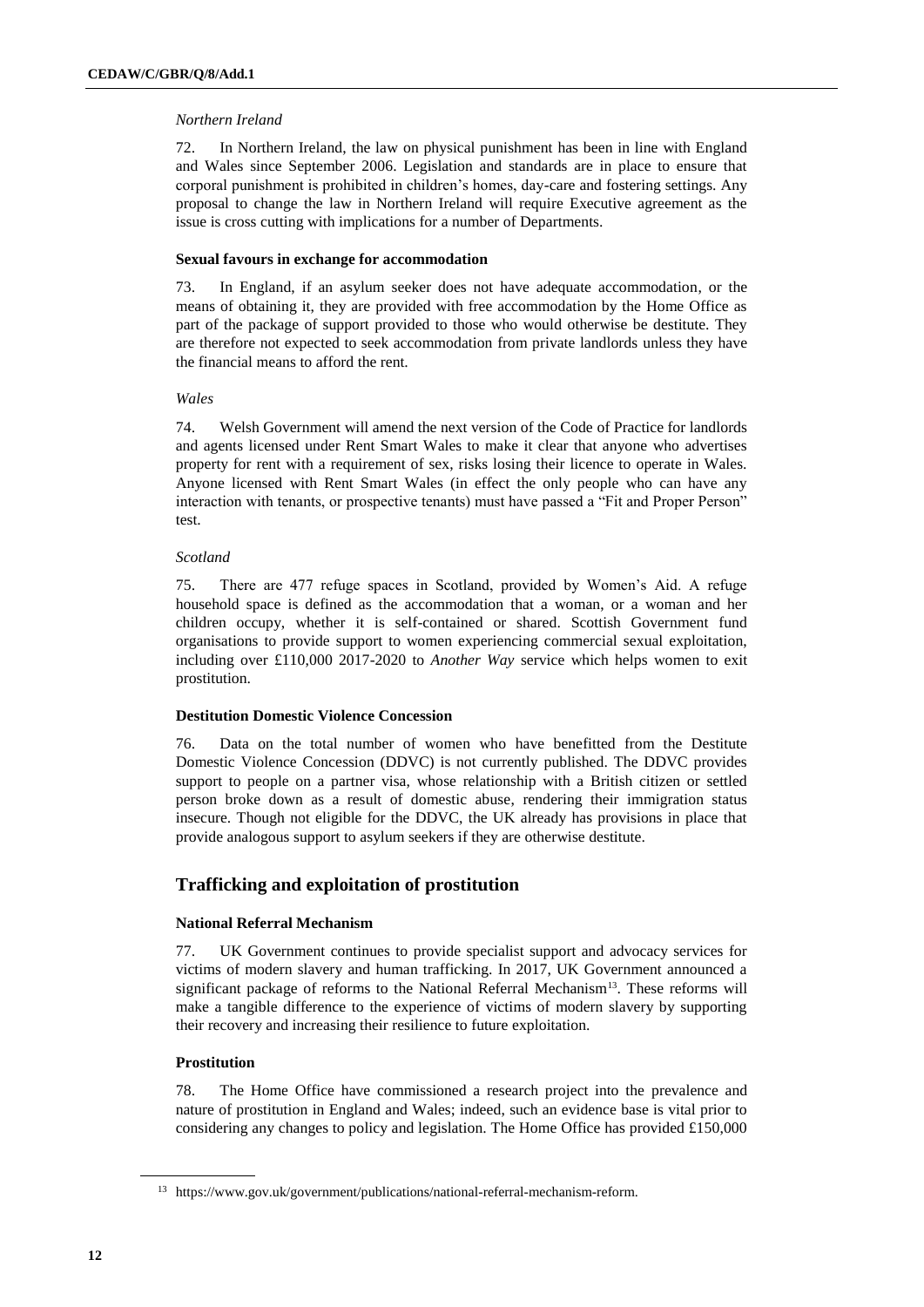*Northern Ireland*

72. In Northern Ireland, the law on physical punishment has been in line with England and Wales since September 2006. Legislation and standards are in place to ensure that corporal punishment is prohibited in children's homes, day-care and fostering settings. Any proposal to change the law in Northern Ireland will require Executive agreement as the issue is cross cutting with implications for a number of Departments.

**Sexual favours in exchange for accommodation**

73. In England, if an asylum seeker does not have adequate accommodation, or the means of obtaining it, they are provided with free accommodation by the Home Office as part of the package of support provided to those who would otherwise be destitute. They are therefore not expected to seek accommodation from private landlords unless they have the financial means to afford the rent.

*Wales*

74. Welsh Government will amend the next version of the Code of Practice for landlords and agents licensed under Rent Smart Wales to make it clear that anyone who advertises property for rent with a requirement of sex, risks losing their licence to operate in Wales. Anyone licensed with Rent Smart Wales (in effect the only people who can have any interaction with tenants, or prospective tenants) must have passed a "Fit and Proper Person" test.

*Scotland*

75. There are 477 refuge spaces in Scotland, provided by Women's Aid. A refuge household space is defined as the accommodation that a woman, or a woman and her children occupy, whether it is self-contained or shared. Scottish Government fund organisations to provide support to women experiencing commercial sexual exploitation, including over £110,000 2017-2020 to *Another Way* service which helps women to exit prostitution.

**Destitution Domestic Violence Concession**

76. Data on the total number of women who have benefitted from the Destitute Domestic Violence Concession (DDVC) is not currently published. The DDVC provides support to people on a partner visa, whose relationship with a British citizen or settled person broke down as a result of domestic abuse, rendering their immigration status insecure. Though not eligible for the DDVC, the UK already has provisions in place that provide analogous support to asylum seekers if they are otherwise destitute.

## Trafficking and exploitation of prostitution

**National Referral Mechanism**

77. UK Government continues to provide specialist support and advocacy services for victims of modern slavery and human trafficking. In 2017, UK Government announced a significant package of reforms to the National Referral Mechanism[13]. These reforms will make a tangible difference to the experience of victims of modern slavery by supporting their recovery and increasing their resilience to future exploitation.

**Prostitution**

78. The Home Office have commissioned a research project into the prevalence and nature of prostitution in England and Wales; indeed, such an evidence base is vital prior to considering any changes to policy and legislation. The Home Office has provided £150,000

[13] https://www.gov.uk/government/publications/national-referral-mechanism-reform.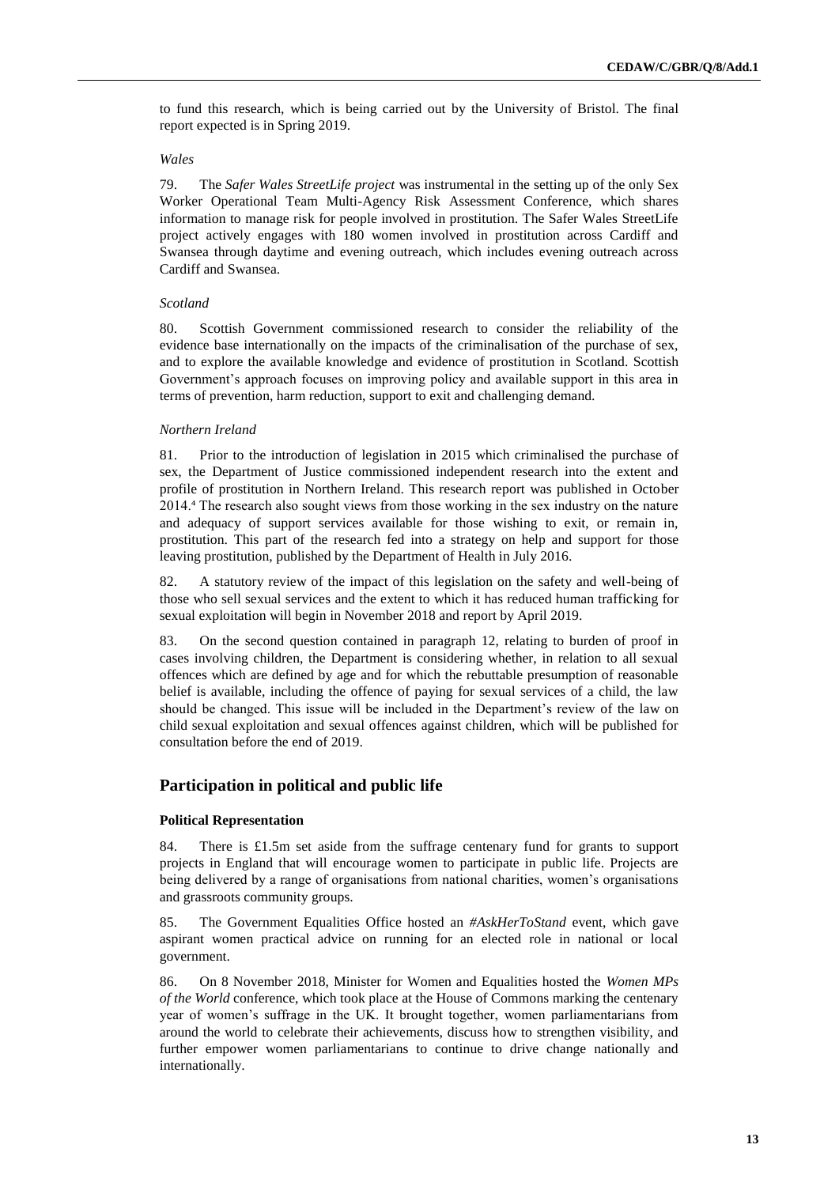to fund this research, which is being carried out by the University of Bristol. The final report expected is in Spring 2019.

*Wales*

79. The *Safer Wales StreetLife project* was instrumental in the setting up of the only Sex Worker Operational Team Multi-Agency Risk Assessment Conference, which shares information to manage risk for people involved in prostitution. The Safer Wales StreetLife project actively engages with 180 women involved in prostitution across Cardiff and Swansea through daytime and evening outreach, which includes evening outreach across Cardiff and Swansea.

*Scotland*

80. Scottish Government commissioned research to consider the reliability of the evidence base internationally on the impacts of the criminalisation of the purchase of sex, and to explore the available knowledge and evidence of prostitution in Scotland. Scottish Government's approach focuses on improving policy and available support in this area in terms of prevention, harm reduction, support to exit and challenging demand.

*Northern Ireland*

81. Prior to the introduction of legislation in 2015 which criminalised the purchase of sex, the Department of Justice commissioned independent research into the extent and profile of prostitution in Northern Ireland. This research report was published in October 2014.[4] The research also sought views from those working in the sex industry on the nature and adequacy of support services available for those wishing to exit, or remain in, prostitution. This part of the research fed into a strategy on help and support for those leaving prostitution, published by the Department of Health in July 2016.

82. A statutory review of the impact of this legislation on the safety and well-being of those who sell sexual services and the extent to which it has reduced human trafficking for sexual exploitation will begin in November 2018 and report by April 2019.

83. On the second question contained in paragraph 12, relating to burden of proof in cases involving children, the Department is considering whether, in relation to all sexual offences which are defined by age and for which the rebuttable presumption of reasonable belief is available, including the offence of paying for sexual services of a child, the law should be changed. This issue will be included in the Department's review of the law on child sexual exploitation and sexual offences against children, which will be published for consultation before the end of 2019.

## Participation in political and public life

### Political Representation

84. There is £1.5m set aside from the suffrage centenary fund for grants to support projects in England that will encourage women to participate in public life. Projects are being delivered by a range of organisations from national charities, women's organisations and grassroots community groups.

85. The Government Equalities Office hosted an *#AskHerToStand* event, which gave aspirant women practical advice on running for an elected role in national or local government.

86. On 8 November 2018, Minister for Women and Equalities hosted the *Women MPs of the World* conference, which took place at the House of Commons marking the centenary year of women's suffrage in the UK. It brought together, women parliamentarians from around the world to celebrate their achievements, discuss how to strengthen visibility, and further empower women parliamentarians to continue to drive change nationally and internationally.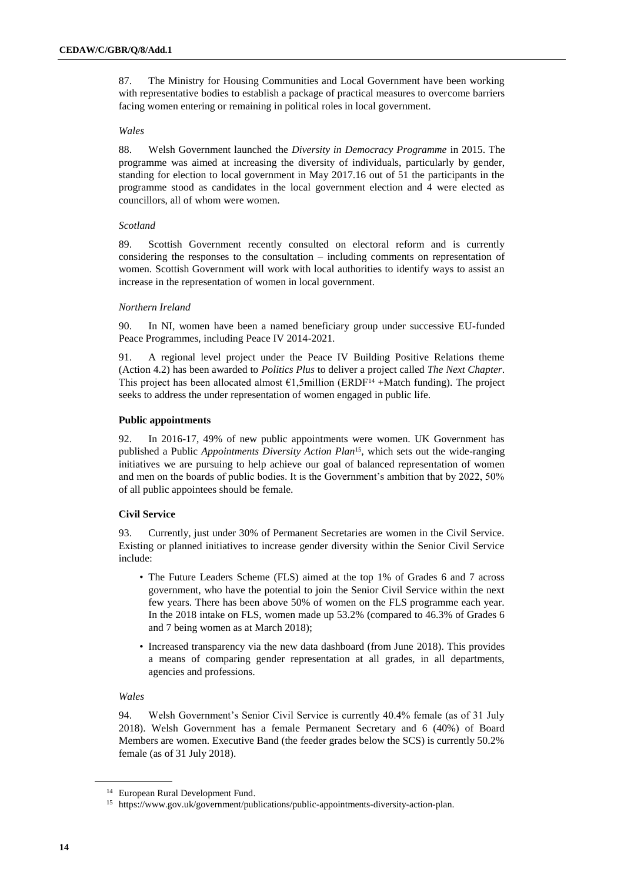87. The Ministry for Housing Communities and Local Government have been working with representative bodies to establish a package of practical measures to overcome barriers facing women entering or remaining in political roles in local government.

*Wales*

88. Welsh Government launched the *Diversity in Democracy Programme* in 2015. The programme was aimed at increasing the diversity of individuals, particularly by gender, standing for election to local government in May 2017.16 out of 51 the participants in the programme stood as candidates in the local government election and 4 were elected as councillors, all of whom were women.

*Scotland*

89. Scottish Government recently consulted on electoral reform and is currently considering the responses to the consultation – including comments on representation of women. Scottish Government will work with local authorities to identify ways to assist an increase in the representation of women in local government.

*Northern Ireland*

90. In NI, women have been a named beneficiary group under successive EU-funded Peace Programmes, including Peace IV 2014-2021.

91. A regional level project under the Peace IV Building Positive Relations theme (Action 4.2) has been awarded to *Politics Plus* to deliver a project called *The Next Chapter*. This project has been allocated almost €1,5million (ERDF[14] +Match funding). The project seeks to address the under representation of women engaged in public life.

**Public appointments**

92. In 2016-17, 49% of new public appointments were women. UK Government has published a Public *Appointments Diversity Action Plan*[15], which sets out the wide-ranging initiatives we are pursuing to help achieve our goal of balanced representation of women and men on the boards of public bodies. It is the Government's ambition that by 2022, 50% of all public appointees should be female.

**Civil Service**

93. Currently, just under 30% of Permanent Secretaries are women in the Civil Service. Existing or planned initiatives to increase gender diversity within the Senior Civil Service include:

- The Future Leaders Scheme (FLS) aimed at the top 1% of Grades 6 and 7 across government, who have the potential to join the Senior Civil Service within the next few years. There has been above 50% of women on the FLS programme each year. In the 2018 intake on FLS, women made up 53.2% (compared to 46.3% of Grades 6 and 7 being women as at March 2018);
- Increased transparency via the new data dashboard (from June 2018). This provides a means of comparing gender representation at all grades, in all departments, agencies and professions.

*Wales*

94. Welsh Government's Senior Civil Service is currently 40.4% female (as of 31 July 2018). Welsh Government has a female Permanent Secretary and 6 (40%) of Board Members are women. Executive Band (the feeder grades below the SCS) is currently 50.2% female (as of 31 July 2018).

[14] European Rural Development Fund.

[15] https://www.gov.uk/government/publications/public-appointments-diversity-action-plan.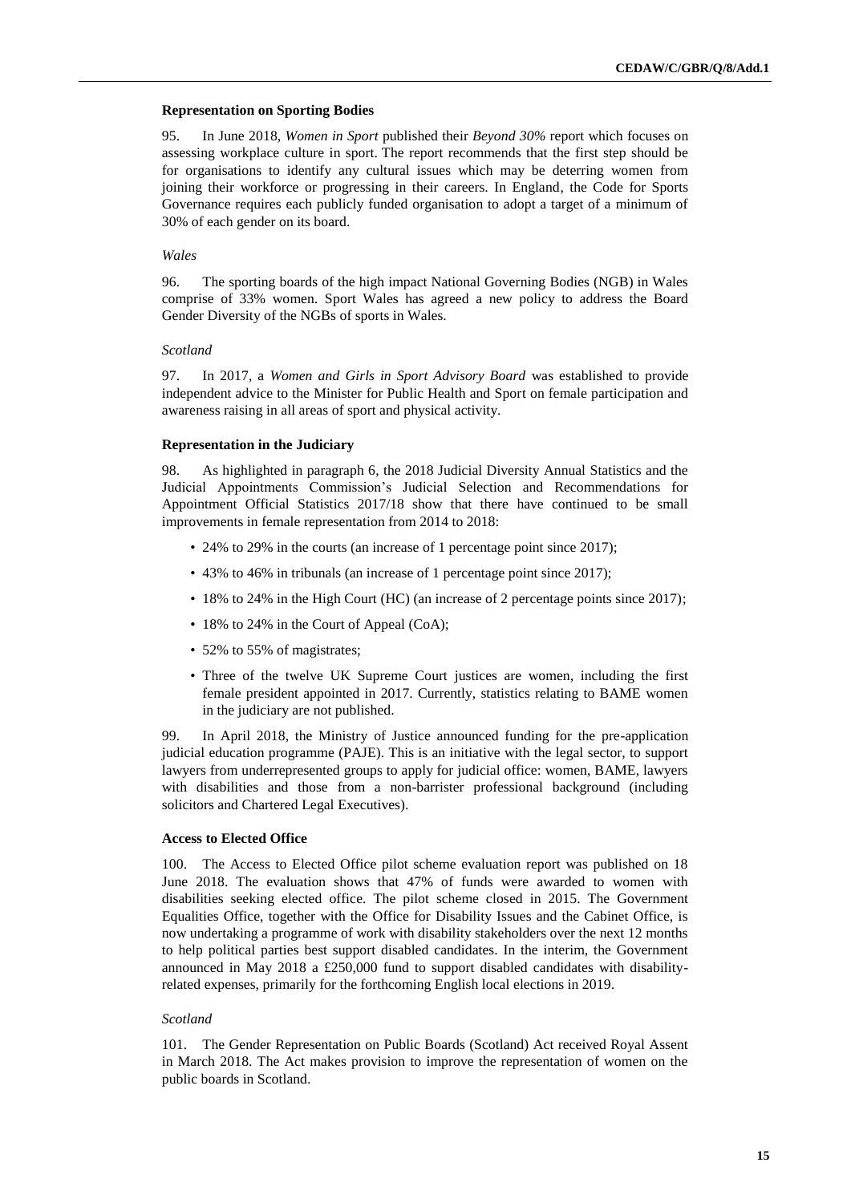### Representation on Sporting Bodies

95. In June 2018, *Women in Sport* published their *Beyond 30%* report which focuses on assessing workplace culture in sport. The report recommends that the first step should be for organisations to identify any cultural issues which may be deterring women from joining their workforce or progressing in their careers. In England, the Code for Sports Governance requires each publicly funded organisation to adopt a target of a minimum of 30% of each gender on its board.

*Wales*

96. The sporting boards of the high impact National Governing Bodies (NGB) in Wales comprise of 33% women. Sport Wales has agreed a new policy to address the Board Gender Diversity of the NGBs of sports in Wales.

*Scotland*

97. In 2017, a *Women and Girls in Sport Advisory Board* was established to provide independent advice to the Minister for Public Health and Sport on female participation and awareness raising in all areas of sport and physical activity.

### Representation in the Judiciary

98. As highlighted in paragraph 6, the 2018 Judicial Diversity Annual Statistics and the Judicial Appointments Commission's Judicial Selection and Recommendations for Appointment Official Statistics 2017/18 show that there have continued to be small improvements in female representation from 2014 to 2018:

- 24% to 29% in the courts (an increase of 1 percentage point since 2017);
- 43% to 46% in tribunals (an increase of 1 percentage point since 2017);
- 18% to 24% in the High Court (HC) (an increase of 2 percentage points since 2017);
- 18% to 24% in the Court of Appeal (CoA);
- 52% to 55% of magistrates;
- Three of the twelve UK Supreme Court justices are women, including the first female president appointed in 2017. Currently, statistics relating to BAME women in the judiciary are not published.

99. In April 2018, the Ministry of Justice announced funding for the pre-application judicial education programme (PAJE). This is an initiative with the legal sector, to support lawyers from underrepresented groups to apply for judicial office: women, BAME, lawyers with disabilities and those from a non-barrister professional background (including solicitors and Chartered Legal Executives).

### Access to Elected Office

100. The Access to Elected Office pilot scheme evaluation report was published on 18 June 2018. The evaluation shows that 47% of funds were awarded to women with disabilities seeking elected office. The pilot scheme closed in 2015. The Government Equalities Office, together with the Office for Disability Issues and the Cabinet Office, is now undertaking a programme of work with disability stakeholders over the next 12 months to help political parties best support disabled candidates. In the interim, the Government announced in May 2018 a £250,000 fund to support disabled candidates with disability-related expenses, primarily for the forthcoming English local elections in 2019.

*Scotland*

101. The Gender Representation on Public Boards (Scotland) Act received Royal Assent in March 2018. The Act makes provision to improve the representation of women on the public boards in Scotland.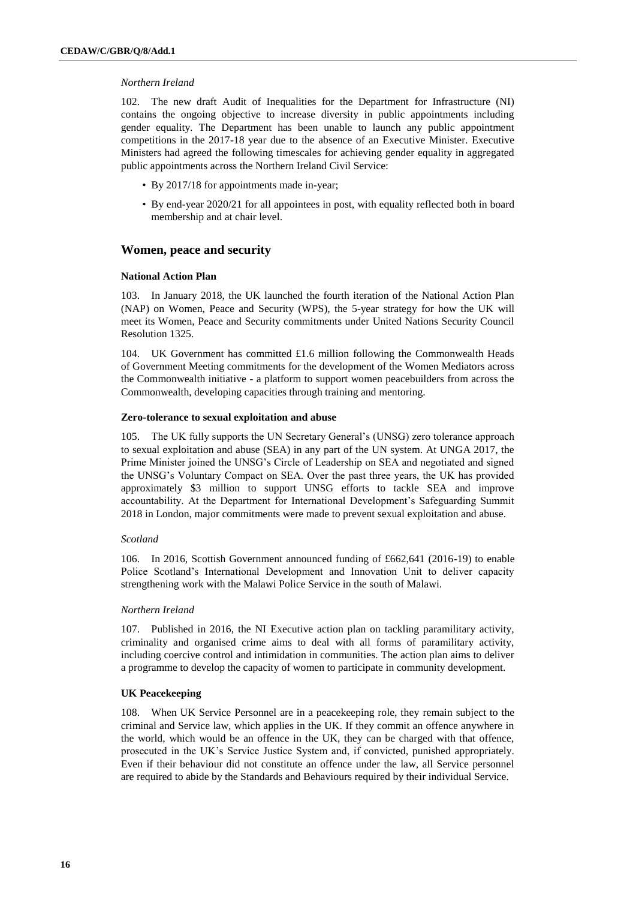*Northern Ireland*

102. The new draft Audit of Inequalities for the Department for Infrastructure (NI) contains the ongoing objective to increase diversity in public appointments including gender equality. The Department has been unable to launch any public appointment competitions in the 2017-18 year due to the absence of an Executive Minister. Executive Ministers had agreed the following timescales for achieving gender equality in aggregated public appointments across the Northern Ireland Civil Service:

- By 2017/18 for appointments made in-year;
- By end-year 2020/21 for all appointees in post, with equality reflected both in board membership and at chair level.

## Women, peace and security

### National Action Plan

103. In January 2018, the UK launched the fourth iteration of the National Action Plan (NAP) on Women, Peace and Security (WPS), the 5-year strategy for how the UK will meet its Women, Peace and Security commitments under United Nations Security Council Resolution 1325.

104. UK Government has committed £1.6 million following the Commonwealth Heads of Government Meeting commitments for the development of the Women Mediators across the Commonwealth initiative - a platform to support women peacebuilders from across the Commonwealth, developing capacities through training and mentoring.

### Zero-tolerance to sexual exploitation and abuse

105. The UK fully supports the UN Secretary General's (UNSG) zero tolerance approach to sexual exploitation and abuse (SEA) in any part of the UN system. At UNGA 2017, the Prime Minister joined the UNSG's Circle of Leadership on SEA and negotiated and signed the UNSG's Voluntary Compact on SEA. Over the past three years, the UK has provided approximately $3 million to support UNSG efforts to tackle SEA and improve accountability. At the Department for International Development's Safeguarding Summit 2018 in London, major commitments were made to prevent sexual exploitation and abuse.

*Scotland*

106. In 2016, Scottish Government announced funding of £662,641 (2016-19) to enable Police Scotland's International Development and Innovation Unit to deliver capacity strengthening work with the Malawi Police Service in the south of Malawi.

*Northern Ireland*

107. Published in 2016, the NI Executive action plan on tackling paramilitary activity, criminality and organised crime aims to deal with all forms of paramilitary activity, including coercive control and intimidation in communities. The action plan aims to deliver a programme to develop the capacity of women to participate in community development.

### UK Peacekeeping

108. When UK Service Personnel are in a peacekeeping role, they remain subject to the criminal and Service law, which applies in the UK. If they commit an offence anywhere in the world, which would be an offence in the UK, they can be charged with that offence, prosecuted in the UK's Service Justice System and, if convicted, punished appropriately. Even if their behaviour did not constitute an offence under the law, all Service personnel are required to abide by the Standards and Behaviours required by their individual Service.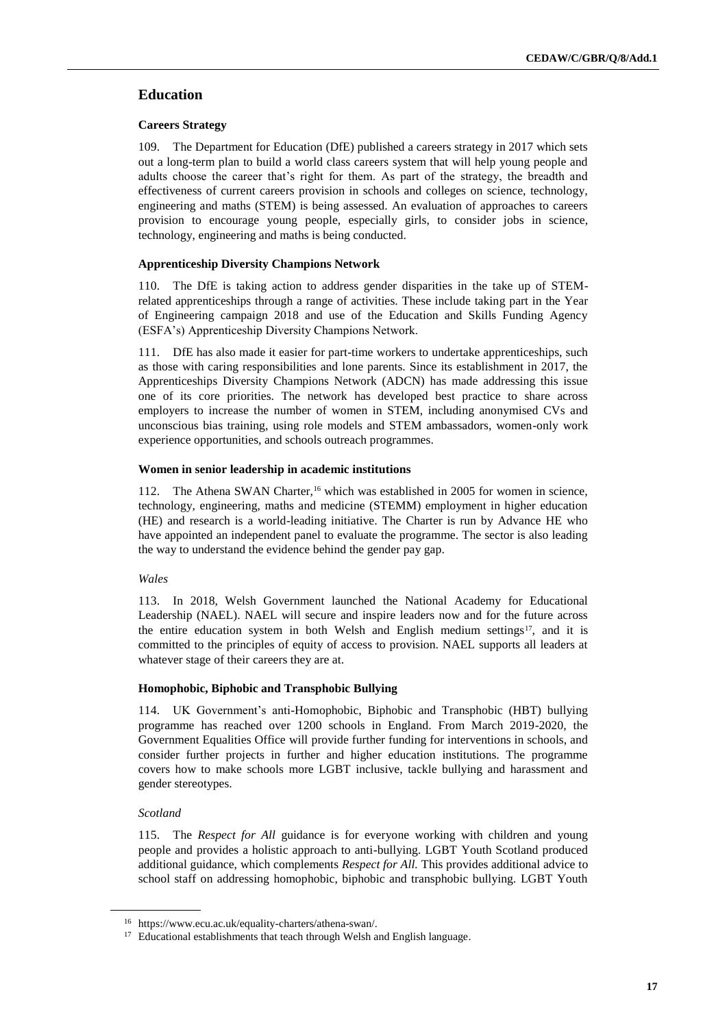## Education

### Careers Strategy

109. The Department for Education (DfE) published a careers strategy in 2017 which sets out a long-term plan to build a world class careers system that will help young people and adults choose the career that's right for them. As part of the strategy, the breadth and effectiveness of current careers provision in schools and colleges on science, technology, engineering and maths (STEM) is being assessed. An evaluation of approaches to careers provision to encourage young people, especially girls, to consider jobs in science, technology, engineering and maths is being conducted.

### Apprenticeship Diversity Champions Network

110. The DfE is taking action to address gender disparities in the take up of STEM-related apprenticeships through a range of activities. These include taking part in the Year of Engineering campaign 2018 and use of the Education and Skills Funding Agency (ESFA's) Apprenticeship Diversity Champions Network.

111. DfE has also made it easier for part-time workers to undertake apprenticeships, such as those with caring responsibilities and lone parents. Since its establishment in 2017, the Apprenticeships Diversity Champions Network (ADCN) has made addressing this issue one of its core priorities. The network has developed best practice to share across employers to increase the number of women in STEM, including anonymised CVs and unconscious bias training, using role models and STEM ambassadors, women-only work experience opportunities, and schools outreach programmes.

### Women in senior leadership in academic institutions

112. The Athena SWAN Charter,[16] which was established in 2005 for women in science, technology, engineering, maths and medicine (STEMM) employment in higher education (HE) and research is a world-leading initiative. The Charter is run by Advance HE who have appointed an independent panel to evaluate the programme. The sector is also leading the way to understand the evidence behind the gender pay gap.

*Wales*

113. In 2018, Welsh Government launched the National Academy for Educational Leadership (NAEL). NAEL will secure and inspire leaders now and for the future across the entire education system in both Welsh and English medium settings[17], and it is committed to the principles of equity of access to provision. NAEL supports all leaders at whatever stage of their careers they are at.

### Homophobic, Biphobic and Transphobic Bullying

114. UK Government's anti-Homophobic, Biphobic and Transphobic (HBT) bullying programme has reached over 1200 schools in England. From March 2019-2020, the Government Equalities Office will provide further funding for interventions in schools, and consider further projects in further and higher education institutions. The programme covers how to make schools more LGBT inclusive, tackle bullying and harassment and gender stereotypes.

*Scotland*

115. The *Respect for All* guidance is for everyone working with children and young people and provides a holistic approach to anti-bullying. LGBT Youth Scotland produced additional guidance, which complements *Respect for All*. This provides additional advice to school staff on addressing homophobic, biphobic and transphobic bullying. LGBT Youth

---

[16] https://www.ecu.ac.uk/equality-charters/athena-swan/.

[17] Educational establishments that teach through Welsh and English language.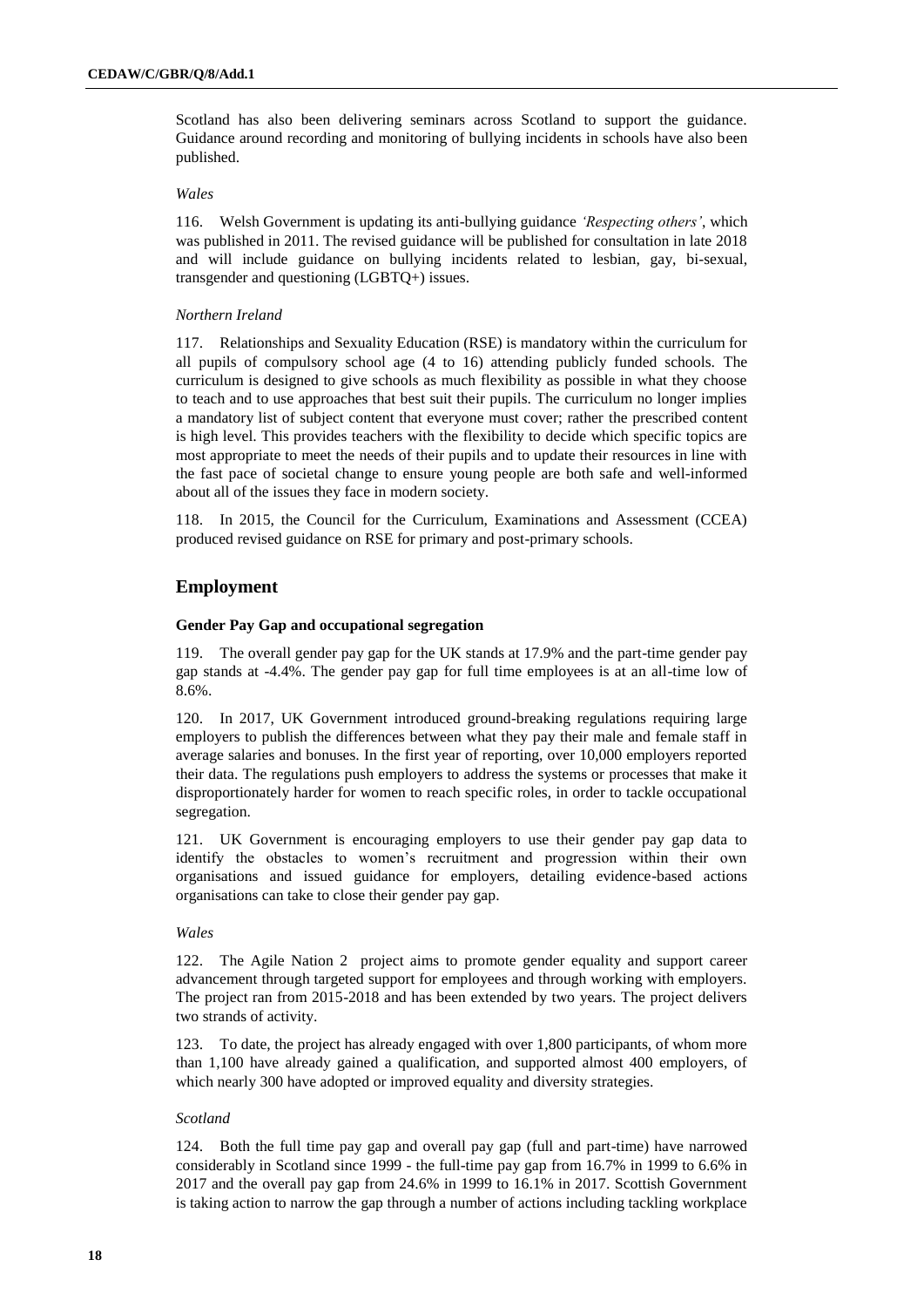Scotland has also been delivering seminars across Scotland to support the guidance. Guidance around recording and monitoring of bullying incidents in schools have also been published.

*Wales*

116. Welsh Government is updating its anti-bullying guidance *'Respecting others'*, which was published in 2011. The revised guidance will be published for consultation in late 2018 and will include guidance on bullying incidents related to lesbian, gay, bi-sexual, transgender and questioning (LGBTQ+) issues.

*Northern Ireland*

117. Relationships and Sexuality Education (RSE) is mandatory within the curriculum for all pupils of compulsory school age (4 to 16) attending publicly funded schools. The curriculum is designed to give schools as much flexibility as possible in what they choose to teach and to use approaches that best suit their pupils. The curriculum no longer implies a mandatory list of subject content that everyone must cover; rather the prescribed content is high level. This provides teachers with the flexibility to decide which specific topics are most appropriate to meet the needs of their pupils and to update their resources in line with the fast pace of societal change to ensure young people are both safe and well-informed about all of the issues they face in modern society.

118. In 2015, the Council for the Curriculum, Examinations and Assessment (CCEA) produced revised guidance on RSE for primary and post-primary schools.

## Employment

### Gender Pay Gap and occupational segregation

119. The overall gender pay gap for the UK stands at 17.9% and the part-time gender pay gap stands at -4.4%. The gender pay gap for full time employees is at an all-time low of 8.6%.

120. In 2017, UK Government introduced ground-breaking regulations requiring large employers to publish the differences between what they pay their male and female staff in average salaries and bonuses. In the first year of reporting, over 10,000 employers reported their data. The regulations push employers to address the systems or processes that make it disproportionately harder for women to reach specific roles, in order to tackle occupational segregation.

121. UK Government is encouraging employers to use their gender pay gap data to identify the obstacles to women's recruitment and progression within their own organisations and issued guidance for employers, detailing evidence-based actions organisations can take to close their gender pay gap.

*Wales*

122. The Agile Nation 2 project aims to promote gender equality and support career advancement through targeted support for employees and through working with employers. The project ran from 2015-2018 and has been extended by two years. The project delivers two strands of activity.

123. To date, the project has already engaged with over 1,800 participants, of whom more than 1,100 have already gained a qualification, and supported almost 400 employers, of which nearly 300 have adopted or improved equality and diversity strategies.

*Scotland*

124. Both the full time pay gap and overall pay gap (full and part-time) have narrowed considerably in Scotland since 1999 - the full-time pay gap from 16.7% in 1999 to 6.6% in 2017 and the overall pay gap from 24.6% in 1999 to 16.1% in 2017. Scottish Government is taking action to narrow the gap through a number of actions including tackling workplace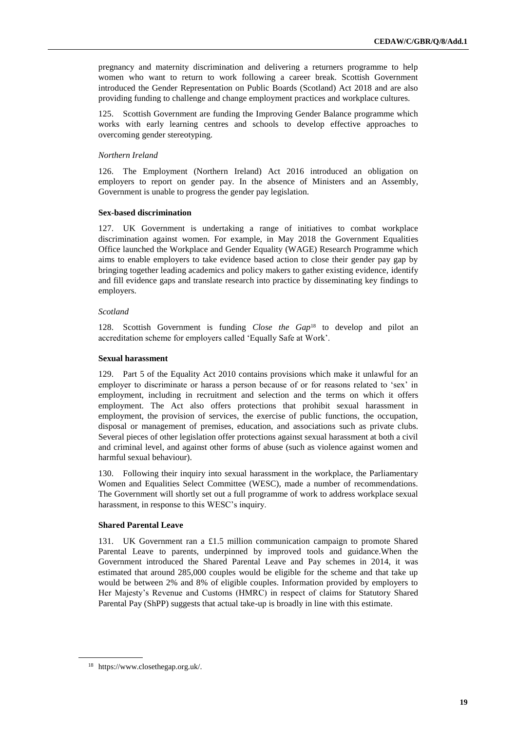pregnancy and maternity discrimination and delivering a returners programme to help women who want to return to work following a career break. Scottish Government introduced the Gender Representation on Public Boards (Scotland) Act 2018 and are also providing funding to challenge and change employment practices and workplace cultures.

125. Scottish Government are funding the Improving Gender Balance programme which works with early learning centres and schools to develop effective approaches to overcoming gender stereotyping.

*Northern Ireland*

126. The Employment (Northern Ireland) Act 2016 introduced an obligation on employers to report on gender pay. In the absence of Ministers and an Assembly, Government is unable to progress the gender pay legislation.

**Sex-based discrimination**

127. UK Government is undertaking a range of initiatives to combat workplace discrimination against women. For example, in May 2018 the Government Equalities Office launched the Workplace and Gender Equality (WAGE) Research Programme which aims to enable employers to take evidence based action to close their gender pay gap by bringing together leading academics and policy makers to gather existing evidence, identify and fill evidence gaps and translate research into practice by disseminating key findings to employers.

*Scotland*

128. Scottish Government is funding *Close the Gap*[18] to develop and pilot an accreditation scheme for employers called 'Equally Safe at Work'.

**Sexual harassment**

129. Part 5 of the Equality Act 2010 contains provisions which make it unlawful for an employer to discriminate or harass a person because of or for reasons related to 'sex' in employment, including in recruitment and selection and the terms on which it offers employment. The Act also offers protections that prohibit sexual harassment in employment, the provision of services, the exercise of public functions, the occupation, disposal or management of premises, education, and associations such as private clubs. Several pieces of other legislation offer protections against sexual harassment at both a civil and criminal level, and against other forms of abuse (such as violence against women and harmful sexual behaviour).

130. Following their inquiry into sexual harassment in the workplace, the Parliamentary Women and Equalities Select Committee (WESC), made a number of recommendations. The Government will shortly set out a full programme of work to address workplace sexual harassment, in response to this WESC's inquiry.

**Shared Parental Leave**

131. UK Government ran a £1.5 million communication campaign to promote Shared Parental Leave to parents, underpinned by improved tools and guidance.When the Government introduced the Shared Parental Leave and Pay schemes in 2014, it was estimated that around 285,000 couples would be eligible for the scheme and that take up would be between 2% and 8% of eligible couples. Information provided by employers to Her Majesty's Revenue and Customs (HMRC) in respect of claims for Statutory Shared Parental Pay (ShPP) suggests that actual take-up is broadly in line with this estimate.

[18] https://www.closethegap.org.uk/.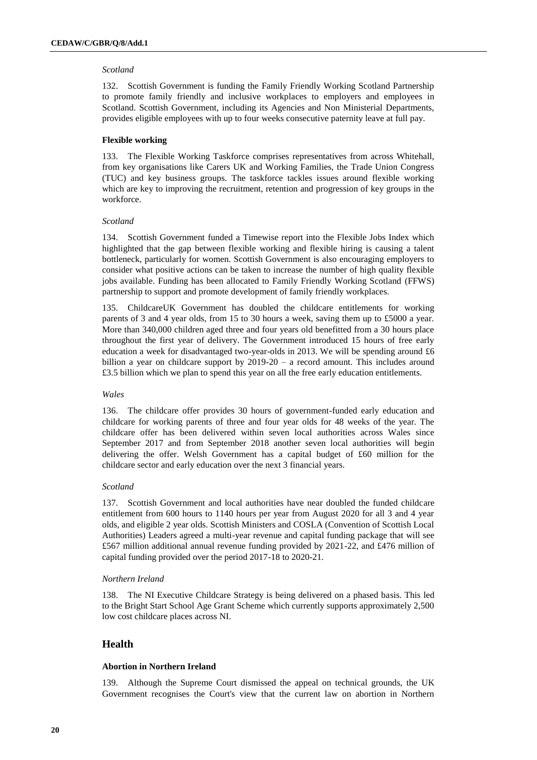*Scotland*

132. Scottish Government is funding the Family Friendly Working Scotland Partnership to promote family friendly and inclusive workplaces to employers and employees in Scotland. Scottish Government, including its Agencies and Non Ministerial Departments, provides eligible employees with up to four weeks consecutive paternity leave at full pay.

**Flexible working**

133. The Flexible Working Taskforce comprises representatives from across Whitehall, from key organisations like Carers UK and Working Families, the Trade Union Congress (TUC) and key business groups. The taskforce tackles issues around flexible working which are key to improving the recruitment, retention and progression of key groups in the workforce.

*Scotland*

134. Scottish Government funded a Timewise report into the Flexible Jobs Index which highlighted that the gap between flexible working and flexible hiring is causing a talent bottleneck, particularly for women. Scottish Government is also encouraging employers to consider what positive actions can be taken to increase the number of high quality flexible jobs available. Funding has been allocated to Family Friendly Working Scotland (FFWS) partnership to support and promote development of family friendly workplaces.

135. ChildcareUK Government has doubled the childcare entitlements for working parents of 3 and 4 year olds, from 15 to 30 hours a week, saving them up to £5000 a year. More than 340,000 children aged three and four years old benefitted from a 30 hours place throughout the first year of delivery. The Government introduced 15 hours of free early education a week for disadvantaged two-year-olds in 2013. We will be spending around £6 billion a year on childcare support by 2019-20 – a record amount. This includes around £3.5 billion which we plan to spend this year on all the free early education entitlements.

*Wales*

136. The childcare offer provides 30 hours of government-funded early education and childcare for working parents of three and four year olds for 48 weeks of the year. The childcare offer has been delivered within seven local authorities across Wales since September 2017 and from September 2018 another seven local authorities will begin delivering the offer. Welsh Government has a capital budget of £60 million for the childcare sector and early education over the next 3 financial years.

*Scotland*

137. Scottish Government and local authorities have near doubled the funded childcare entitlement from 600 hours to 1140 hours per year from August 2020 for all 3 and 4 year olds, and eligible 2 year olds. Scottish Ministers and COSLA (Convention of Scottish Local Authorities) Leaders agreed a multi-year revenue and capital funding package that will see £567 million additional annual revenue funding provided by 2021-22, and £476 million of capital funding provided over the period 2017-18 to 2020-21.

*Northern Ireland*

138. The NI Executive Childcare Strategy is being delivered on a phased basis. This led to the Bright Start School Age Grant Scheme which currently supports approximately 2,500 low cost childcare places across NI.

## Health

**Abortion in Northern Ireland**

139. Although the Supreme Court dismissed the appeal on technical grounds, the UK Government recognises the Court's view that the current law on abortion in Northern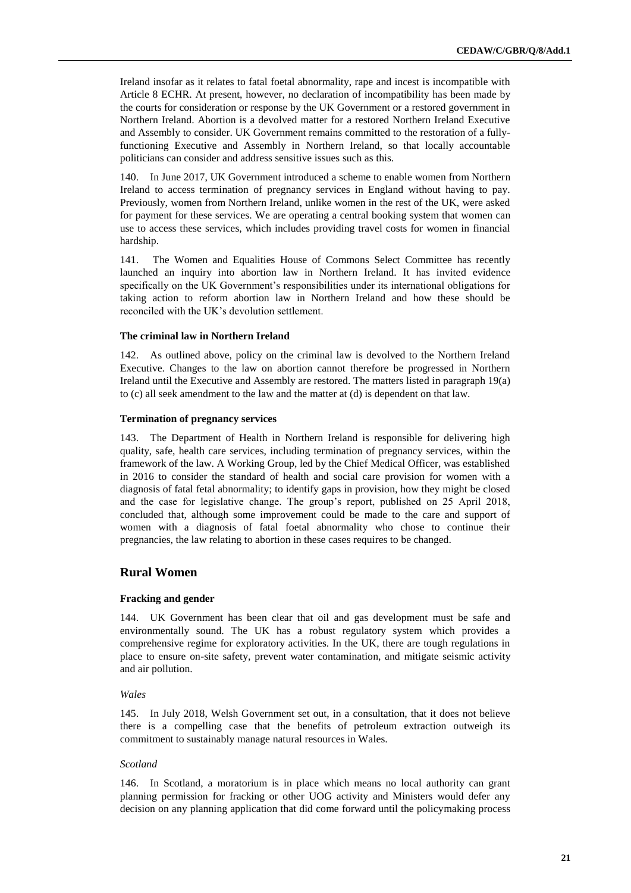Ireland insofar as it relates to fatal foetal abnormality, rape and incest is incompatible with Article 8 ECHR. At present, however, no declaration of incompatibility has been made by the courts for consideration or response by the UK Government or a restored government in Northern Ireland. Abortion is a devolved matter for a restored Northern Ireland Executive and Assembly to consider. UK Government remains committed to the restoration of a fully-functioning Executive and Assembly in Northern Ireland, so that locally accountable politicians can consider and address sensitive issues such as this.

140. In June 2017, UK Government introduced a scheme to enable women from Northern Ireland to access termination of pregnancy services in England without having to pay. Previously, women from Northern Ireland, unlike women in the rest of the UK, were asked for payment for these services. We are operating a central booking system that women can use to access these services, which includes providing travel costs for women in financial hardship.

141. The Women and Equalities House of Commons Select Committee has recently launched an inquiry into abortion law in Northern Ireland. It has invited evidence specifically on the UK Government's responsibilities under its international obligations for taking action to reform abortion law in Northern Ireland and how these should be reconciled with the UK's devolution settlement.

### The criminal law in Northern Ireland

142. As outlined above, policy on the criminal law is devolved to the Northern Ireland Executive. Changes to the law on abortion cannot therefore be progressed in Northern Ireland until the Executive and Assembly are restored. The matters listed in paragraph 19(a) to (c) all seek amendment to the law and the matter at (d) is dependent on that law.

### Termination of pregnancy services

143. The Department of Health in Northern Ireland is responsible for delivering high quality, safe, health care services, including termination of pregnancy services, within the framework of the law. A Working Group, led by the Chief Medical Officer, was established in 2016 to consider the standard of health and social care provision for women with a diagnosis of fatal fetal abnormality; to identify gaps in provision, how they might be closed and the case for legislative change. The group's report, published on 25 April 2018, concluded that, although some improvement could be made to the care and support of women with a diagnosis of fatal foetal abnormality who chose to continue their pregnancies, the law relating to abortion in these cases requires to be changed.

## Rural Women

### Fracking and gender

144. UK Government has been clear that oil and gas development must be safe and environmentally sound. The UK has a robust regulatory system which provides a comprehensive regime for exploratory activities. In the UK, there are tough regulations in place to ensure on-site safety, prevent water contamination, and mitigate seismic activity and air pollution.

*Wales*

145. In July 2018, Welsh Government set out, in a consultation, that it does not believe there is a compelling case that the benefits of petroleum extraction outweigh its commitment to sustainably manage natural resources in Wales.

*Scotland*

146. In Scotland, a moratorium is in place which means no local authority can grant planning permission for fracking or other UOG activity and Ministers would defer any decision on any planning application that did come forward until the policymaking process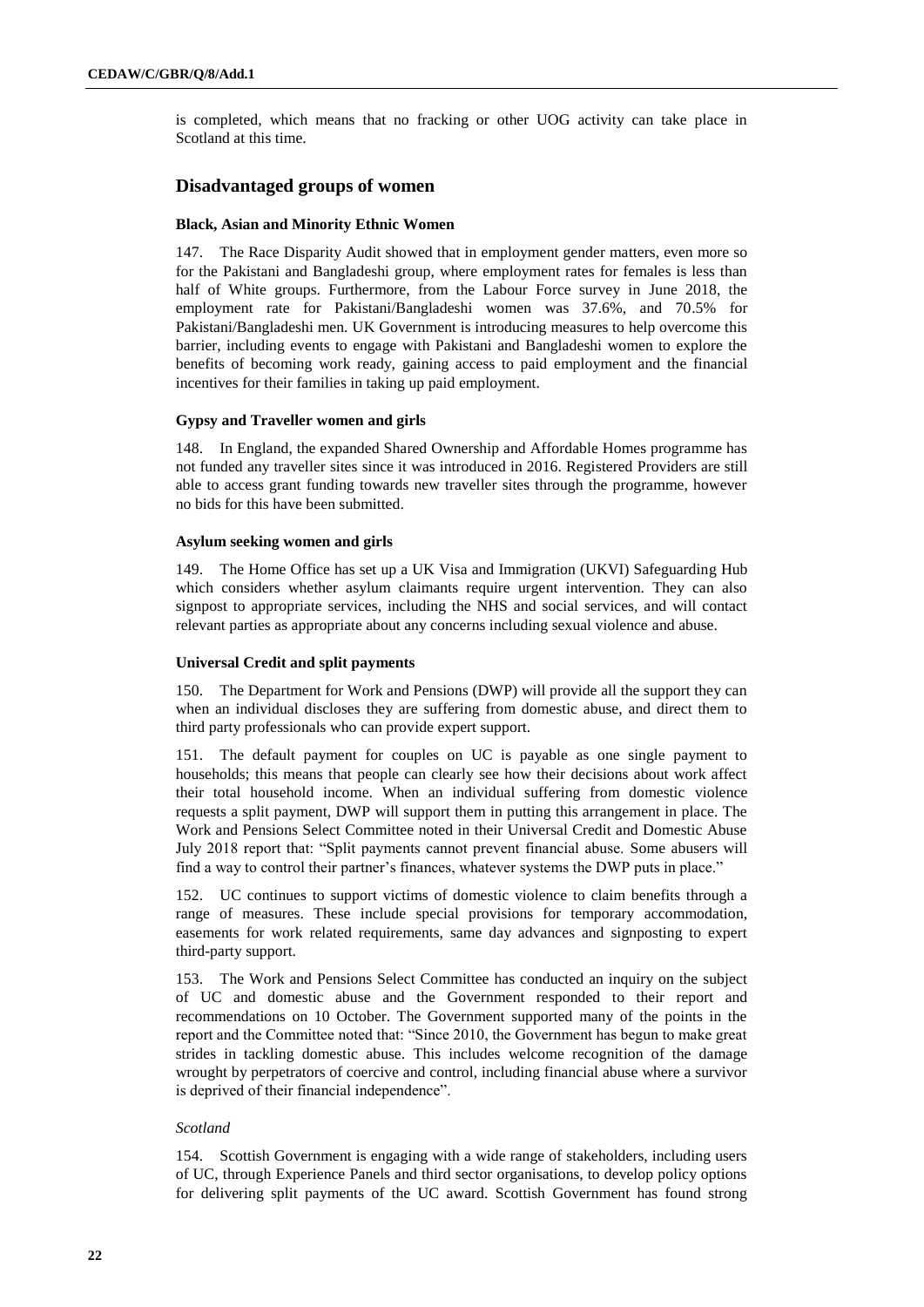is completed, which means that no fracking or other UOG activity can take place in Scotland at this time.

## Disadvantaged groups of women

### Black, Asian and Minority Ethnic Women

147. The Race Disparity Audit showed that in employment gender matters, even more so for the Pakistani and Bangladeshi group, where employment rates for females is less than half of White groups. Furthermore, from the Labour Force survey in June 2018, the employment rate for Pakistani/Bangladeshi women was 37.6%, and 70.5% for Pakistani/Bangladeshi men. UK Government is introducing measures to help overcome this barrier, including events to engage with Pakistani and Bangladeshi women to explore the benefits of becoming work ready, gaining access to paid employment and the financial incentives for their families in taking up paid employment.

### Gypsy and Traveller women and girls

148. In England, the expanded Shared Ownership and Affordable Homes programme has not funded any traveller sites since it was introduced in 2016. Registered Providers are still able to access grant funding towards new traveller sites through the programme, however no bids for this have been submitted.

### Asylum seeking women and girls

149. The Home Office has set up a UK Visa and Immigration (UKVI) Safeguarding Hub which considers whether asylum claimants require urgent intervention. They can also signpost to appropriate services, including the NHS and social services, and will contact relevant parties as appropriate about any concerns including sexual violence and abuse.

### Universal Credit and split payments

150. The Department for Work and Pensions (DWP) will provide all the support they can when an individual discloses they are suffering from domestic abuse, and direct them to third party professionals who can provide expert support.

151. The default payment for couples on UC is payable as one single payment to households; this means that people can clearly see how their decisions about work affect their total household income. When an individual suffering from domestic violence requests a split payment, DWP will support them in putting this arrangement in place. The Work and Pensions Select Committee noted in their Universal Credit and Domestic Abuse July 2018 report that: "Split payments cannot prevent financial abuse. Some abusers will find a way to control their partner's finances, whatever systems the DWP puts in place."

152. UC continues to support victims of domestic violence to claim benefits through a range of measures. These include special provisions for temporary accommodation, easements for work related requirements, same day advances and signposting to expert third-party support.

153. The Work and Pensions Select Committee has conducted an inquiry on the subject of UC and domestic abuse and the Government responded to their report and recommendations on 10 October. The Government supported many of the points in the report and the Committee noted that: "Since 2010, the Government has begun to make great strides in tackling domestic abuse. This includes welcome recognition of the damage wrought by perpetrators of coercive and control, including financial abuse where a survivor is deprived of their financial independence".

*Scotland*

154. Scottish Government is engaging with a wide range of stakeholders, including users of UC, through Experience Panels and third sector organisations, to develop policy options for delivering split payments of the UC award. Scottish Government has found strong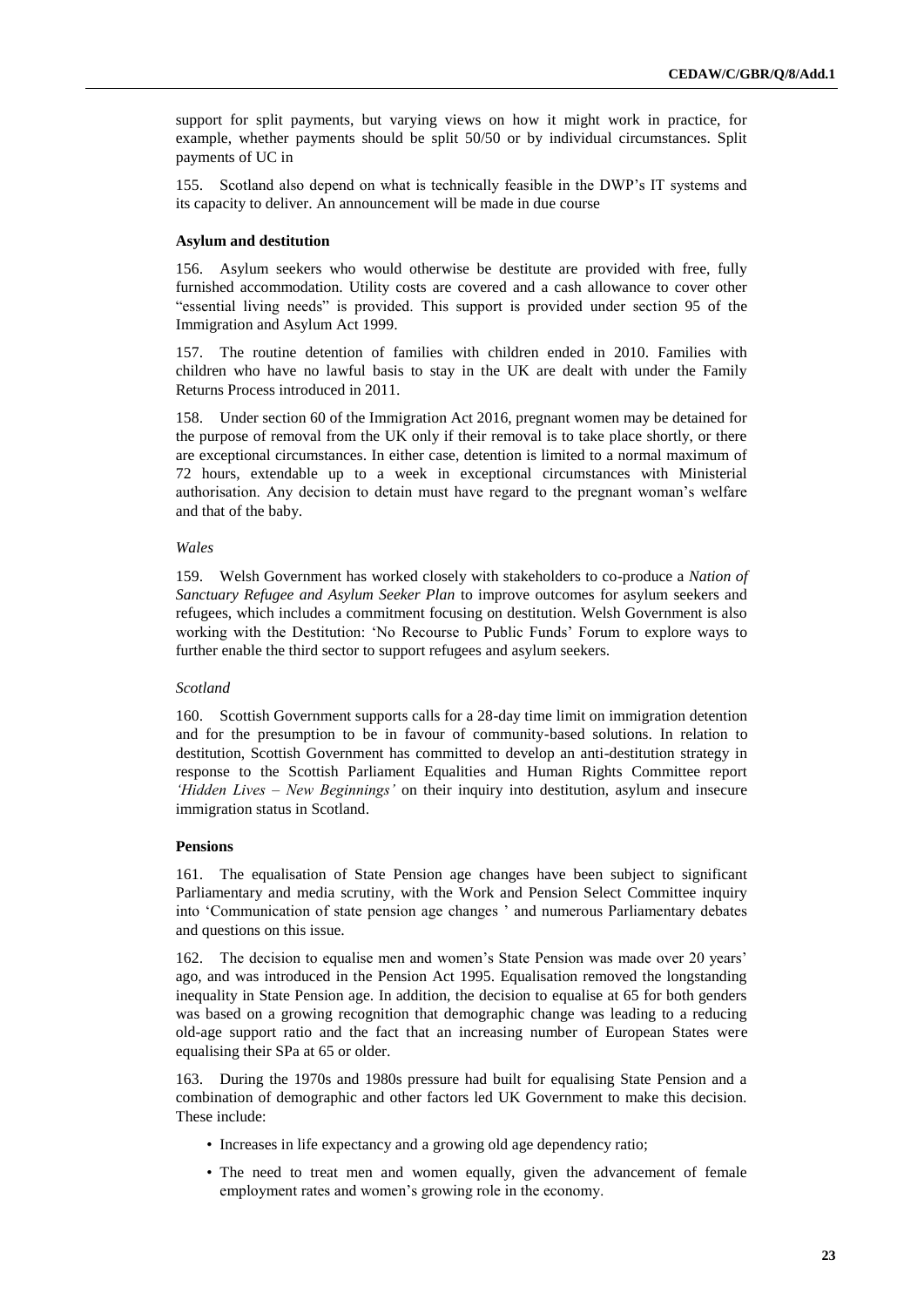support for split payments, but varying views on how it might work in practice, for example, whether payments should be split 50/50 or by individual circumstances. Split payments of UC in

155. Scotland also depend on what is technically feasible in the DWP's IT systems and its capacity to deliver. An announcement will be made in due course

### Asylum and destitution

156. Asylum seekers who would otherwise be destitute are provided with free, fully furnished accommodation. Utility costs are covered and a cash allowance to cover other "essential living needs" is provided. This support is provided under section 95 of the Immigration and Asylum Act 1999.

157. The routine detention of families with children ended in 2010. Families with children who have no lawful basis to stay in the UK are dealt with under the Family Returns Process introduced in 2011.

158. Under section 60 of the Immigration Act 2016, pregnant women may be detained for the purpose of removal from the UK only if their removal is to take place shortly, or there are exceptional circumstances. In either case, detention is limited to a normal maximum of 72 hours, extendable up to a week in exceptional circumstances with Ministerial authorisation. Any decision to detain must have regard to the pregnant woman's welfare and that of the baby.

*Wales*

159. Welsh Government has worked closely with stakeholders to co-produce a *Nation of Sanctuary Refugee and Asylum Seeker Plan* to improve outcomes for asylum seekers and refugees, which includes a commitment focusing on destitution. Welsh Government is also working with the Destitution: 'No Recourse to Public Funds' Forum to explore ways to further enable the third sector to support refugees and asylum seekers.

*Scotland*

160. Scottish Government supports calls for a 28-day time limit on immigration detention and for the presumption to be in favour of community-based solutions. In relation to destitution, Scottish Government has committed to develop an anti-destitution strategy in response to the Scottish Parliament Equalities and Human Rights Committee report *'Hidden Lives – New Beginnings'* on their inquiry into destitution, asylum and insecure immigration status in Scotland.

### Pensions

161. The equalisation of State Pension age changes have been subject to significant Parliamentary and media scrutiny, with the Work and Pension Select Committee inquiry into 'Communication of state pension age changes ' and numerous Parliamentary debates and questions on this issue.

162. The decision to equalise men and women's State Pension was made over 20 years' ago, and was introduced in the Pension Act 1995. Equalisation removed the longstanding inequality in State Pension age. In addition, the decision to equalise at 65 for both genders was based on a growing recognition that demographic change was leading to a reducing old-age support ratio and the fact that an increasing number of European States were equalising their SPa at 65 or older.

163. During the 1970s and 1980s pressure had built for equalising State Pension and a combination of demographic and other factors led UK Government to make this decision. These include:

- Increases in life expectancy and a growing old age dependency ratio;
- The need to treat men and women equally, given the advancement of female employment rates and women's growing role in the economy.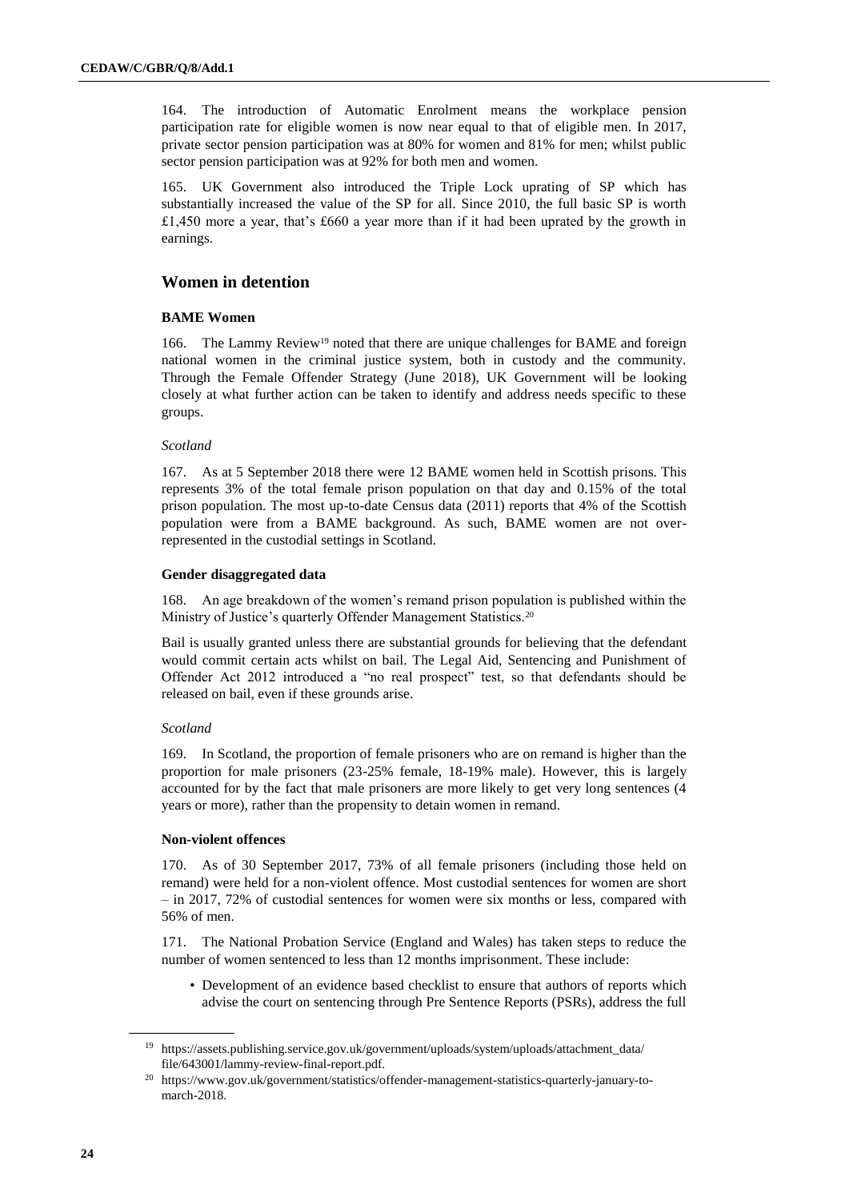164. The introduction of Automatic Enrolment means the workplace pension participation rate for eligible women is now near equal to that of eligible men. In 2017, private sector pension participation was at 80% for women and 81% for men; whilst public sector pension participation was at 92% for both men and women.

165. UK Government also introduced the Triple Lock uprating of SP which has substantially increased the value of the SP for all. Since 2010, the full basic SP is worth £1,450 more a year, that's £660 a year more than if it had been uprated by the growth in earnings.

## Women in detention

### BAME Women

166. The Lammy Review[19] noted that there are unique challenges for BAME and foreign national women in the criminal justice system, both in custody and the community. Through the Female Offender Strategy (June 2018), UK Government will be looking closely at what further action can be taken to identify and address needs specific to these groups.

*Scotland*

167. As at 5 September 2018 there were 12 BAME women held in Scottish prisons. This represents 3% of the total female prison population on that day and 0.15% of the total prison population. The most up-to-date Census data (2011) reports that 4% of the Scottish population were from a BAME background. As such, BAME women are not over-represented in the custodial settings in Scotland.

### Gender disaggregated data

168. An age breakdown of the women's remand prison population is published within the Ministry of Justice's quarterly Offender Management Statistics.[20]

Bail is usually granted unless there are substantial grounds for believing that the defendant would commit certain acts whilst on bail. The Legal Aid, Sentencing and Punishment of Offender Act 2012 introduced a "no real prospect" test, so that defendants should be released on bail, even if these grounds arise.

*Scotland*

169. In Scotland, the proportion of female prisoners who are on remand is higher than the proportion for male prisoners (23-25% female, 18-19% male). However, this is largely accounted for by the fact that male prisoners are more likely to get very long sentences (4 years or more), rather than the propensity to detain women in remand.

### Non-violent offences

170. As of 30 September 2017, 73% of all female prisoners (including those held on remand) were held for a non-violent offence. Most custodial sentences for women are short – in 2017, 72% of custodial sentences for women were six months or less, compared with 56% of men.

171. The National Probation Service (England and Wales) has taken steps to reduce the number of women sentenced to less than 12 months imprisonment. These include:

- Development of an evidence based checklist to ensure that authors of reports which advise the court on sentencing through Pre Sentence Reports (PSRs), address the full

---

[19] https://assets.publishing.service.gov.uk/government/uploads/system/uploads/attachment_data/file/643001/lammy-review-final-report.pdf.

[20] https://www.gov.uk/government/statistics/offender-management-statistics-quarterly-january-to-march-2018.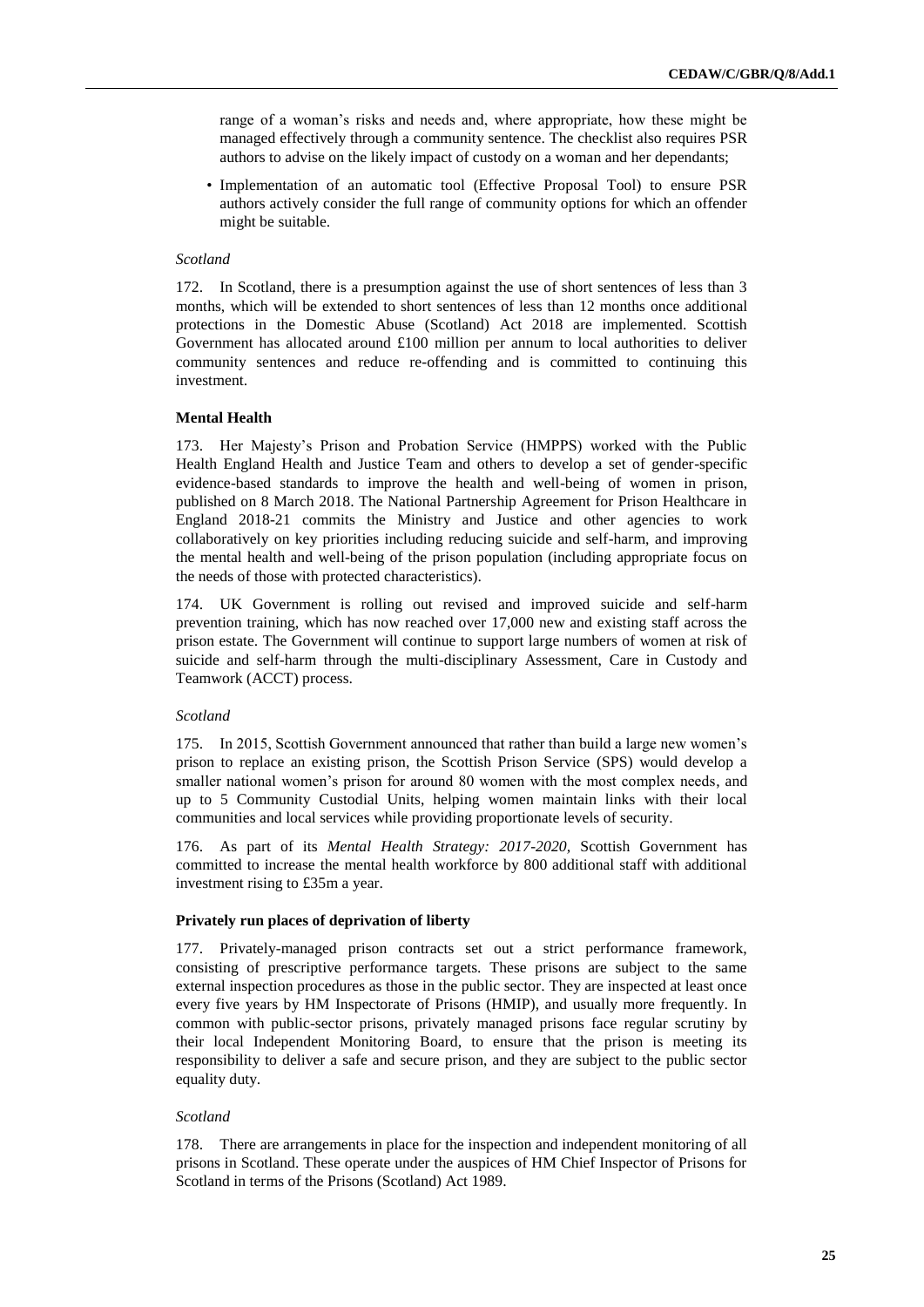range of a woman's risks and needs and, where appropriate, how these might be managed effectively through a community sentence. The checklist also requires PSR authors to advise on the likely impact of custody on a woman and her dependants;

- Implementation of an automatic tool (Effective Proposal Tool) to ensure PSR authors actively consider the full range of community options for which an offender might be suitable.

*Scotland*

172. In Scotland, there is a presumption against the use of short sentences of less than 3 months, which will be extended to short sentences of less than 12 months once additional protections in the Domestic Abuse (Scotland) Act 2018 are implemented. Scottish Government has allocated around £100 million per annum to local authorities to deliver community sentences and reduce re-offending and is committed to continuing this investment.

**Mental Health**

173. Her Majesty's Prison and Probation Service (HMPPS) worked with the Public Health England Health and Justice Team and others to develop a set of gender-specific evidence-based standards to improve the health and well-being of women in prison, published on 8 March 2018. The National Partnership Agreement for Prison Healthcare in England 2018-21 commits the Ministry and Justice and other agencies to work collaboratively on key priorities including reducing suicide and self-harm, and improving the mental health and well-being of the prison population (including appropriate focus on the needs of those with protected characteristics).

174. UK Government is rolling out revised and improved suicide and self-harm prevention training, which has now reached over 17,000 new and existing staff across the prison estate. The Government will continue to support large numbers of women at risk of suicide and self-harm through the multi-disciplinary Assessment, Care in Custody and Teamwork (ACCT) process.

*Scotland*

175. In 2015, Scottish Government announced that rather than build a large new women's prison to replace an existing prison, the Scottish Prison Service (SPS) would develop a smaller national women's prison for around 80 women with the most complex needs, and up to 5 Community Custodial Units, helping women maintain links with their local communities and local services while providing proportionate levels of security.

176. As part of its *Mental Health Strategy: 2017-2020*, Scottish Government has committed to increase the mental health workforce by 800 additional staff with additional investment rising to £35m a year.

**Privately run places of deprivation of liberty**

177. Privately-managed prison contracts set out a strict performance framework, consisting of prescriptive performance targets. These prisons are subject to the same external inspection procedures as those in the public sector. They are inspected at least once every five years by HM Inspectorate of Prisons (HMIP), and usually more frequently. In common with public-sector prisons, privately managed prisons face regular scrutiny by their local Independent Monitoring Board, to ensure that the prison is meeting its responsibility to deliver a safe and secure prison, and they are subject to the public sector equality duty.

*Scotland*

178. There are arrangements in place for the inspection and independent monitoring of all prisons in Scotland. These operate under the auspices of HM Chief Inspector of Prisons for Scotland in terms of the Prisons (Scotland) Act 1989.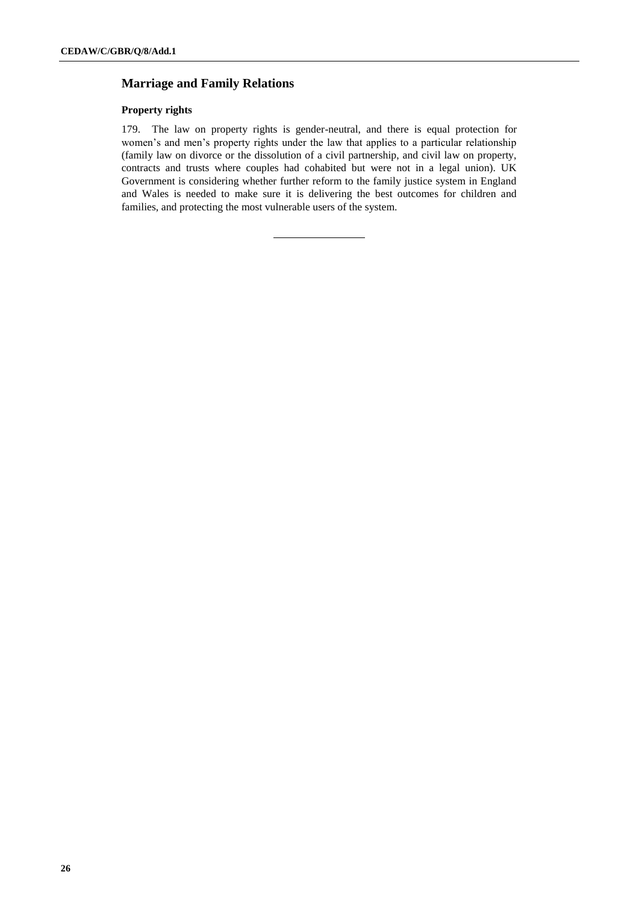## Marriage and Family Relations

### Property rights

179. The law on property rights is gender-neutral, and there is equal protection for women's and men's property rights under the law that applies to a particular relationship (family law on divorce or the dissolution of a civil partnership, and civil law on property, contracts and trusts where couples had cohabited but were not in a legal union). UK Government is considering whether further reform to the family justice system in England and Wales is needed to make sure it is delivering the best outcomes for children and families, and protecting the most vulnerable users of the system.